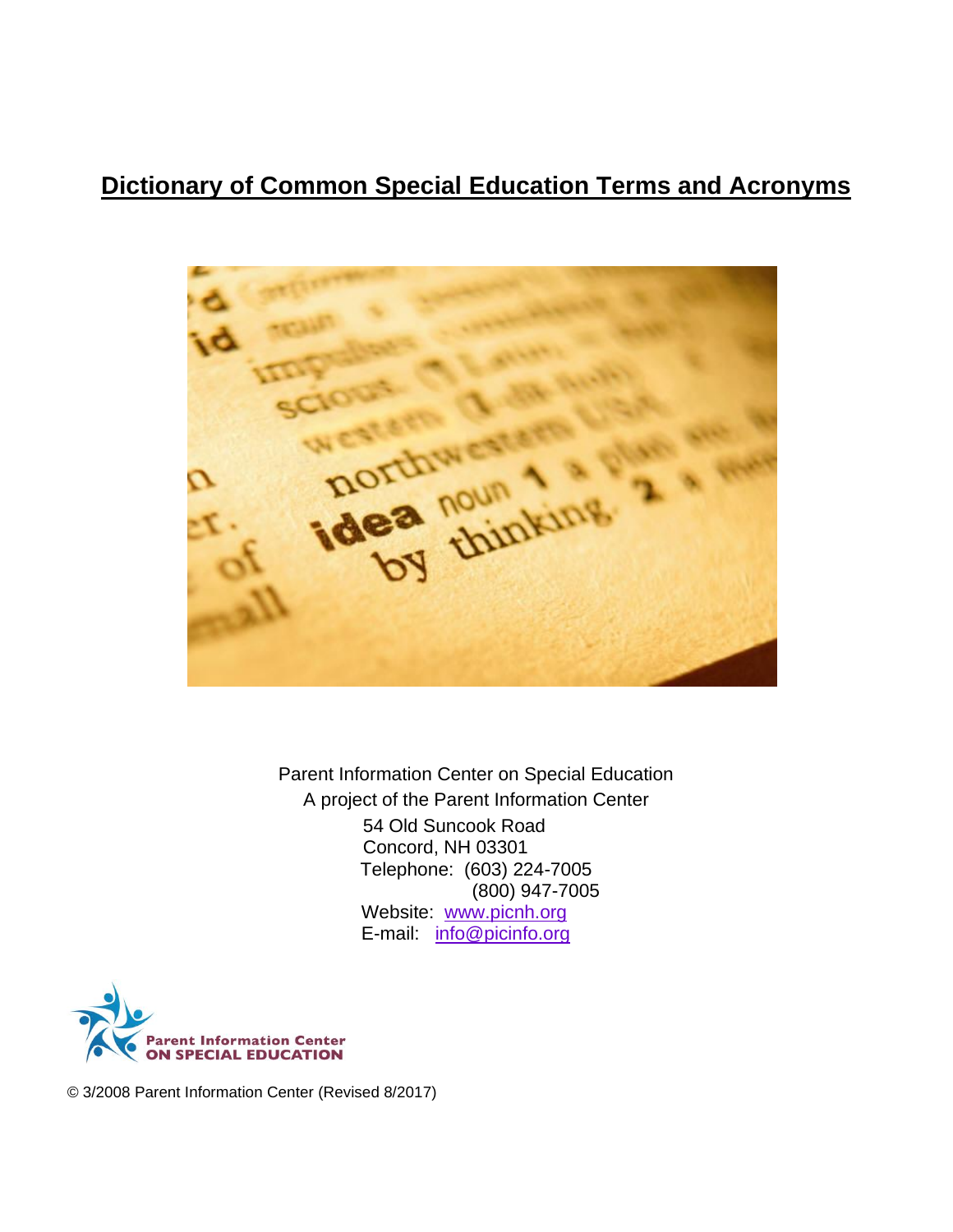# Dictionary of Common Special Education Terms and Acronyms

Parent Information Center on Special Education
A project of the Parent Information Center
54 Old Suncook Road
Concord, NH 03301
Telephone: (603) 224-7005
(800) 947-7005
Website: www.picnh.org
E-mail: info@picinfo.org

Parent Information Center ON SPECIAL EDUCATION

© 3/2008 Parent Information Center (Revised 8/2017)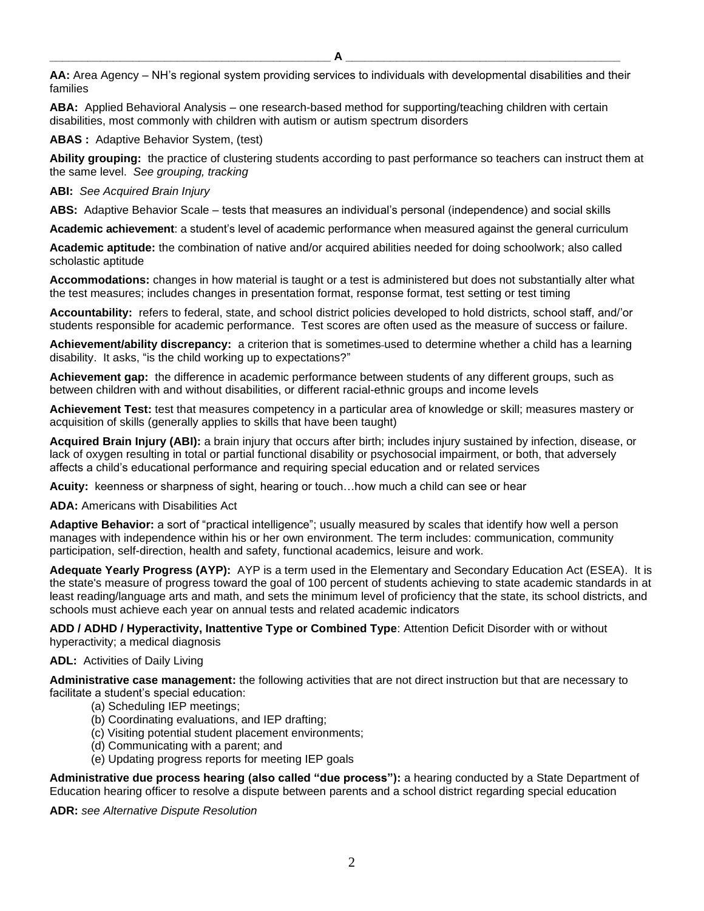## A

**AA:** Area Agency – NH's regional system providing services to individuals with developmental disabilities and their families

**ABA:** Applied Behavioral Analysis – one research-based method for supporting/teaching children with certain disabilities, most commonly with children with autism or autism spectrum disorders

**ABAS :** Adaptive Behavior System, (test)

**Ability grouping:** the practice of clustering students according to past performance so teachers can instruct them at the same level. *See grouping, tracking*

**ABI:** *See Acquired Brain Injury*

**ABS:** Adaptive Behavior Scale – tests that measures an individual's personal (independence) and social skills

**Academic achievement**: a student's level of academic performance when measured against the general curriculum

**Academic aptitude:** the combination of native and/or acquired abilities needed for doing schoolwork; also called scholastic aptitude

**Accommodations:** changes in how material is taught or a test is administered but does not substantially alter what the test measures; includes changes in presentation format, response format, test setting or test timing

**Accountability:** refers to federal, state, and school district policies developed to hold districts, school staff, and/'or students responsible for academic performance. Test scores are often used as the measure of success or failure.

**Achievement/ability discrepancy:** a criterion that is sometimes used to determine whether a child has a learning disability. It asks, "is the child working up to expectations?"

**Achievement gap:** the difference in academic performance between students of any different groups, such as between children with and without disabilities, or different racial-ethnic groups and income levels

**Achievement Test:** test that measures competency in a particular area of knowledge or skill; measures mastery or acquisition of skills (generally applies to skills that have been taught)

**Acquired Brain Injury (ABI):** a brain injury that occurs after birth; includes injury sustained by infection, disease, or lack of oxygen resulting in total or partial functional disability or psychosocial impairment, or both, that adversely affects a child's educational performance and requiring special education and or related services

**Acuity:** keenness or sharpness of sight, hearing or touch…how much a child can see or hear

**ADA:** Americans with Disabilities Act

**Adaptive Behavior:** a sort of "practical intelligence"; usually measured by scales that identify how well a person manages with independence within his or her own environment. The term includes: communication, community participation, self-direction, health and safety, functional academics, leisure and work.

**Adequate Yearly Progress (AYP):** AYP is a term used in the Elementary and Secondary Education Act (ESEA). It is the state's measure of progress toward the goal of 100 percent of students achieving to state academic standards in at least reading/language arts and math, and sets the minimum level of proficiency that the state, its school districts, and schools must achieve each year on annual tests and related academic indicators

**ADD / ADHD / Hyperactivity, Inattentive Type or Combined Type**: Attention Deficit Disorder with or without hyperactivity; a medical diagnosis

**ADL:** Activities of Daily Living

**Administrative case management:** the following activities that are not direct instruction but that are necessary to facilitate a student's special education:

(a) Scheduling IEP meetings;
(b) Coordinating evaluations, and IEP drafting;
(c) Visiting potential student placement environments;
(d) Communicating with a parent; and
(e) Updating progress reports for meeting IEP goals

**Administrative due process hearing (also called "due process"):** a hearing conducted by a State Department of Education hearing officer to resolve a dispute between parents and a school district regarding special education

**ADR:** *see Alternative Dispute Resolution*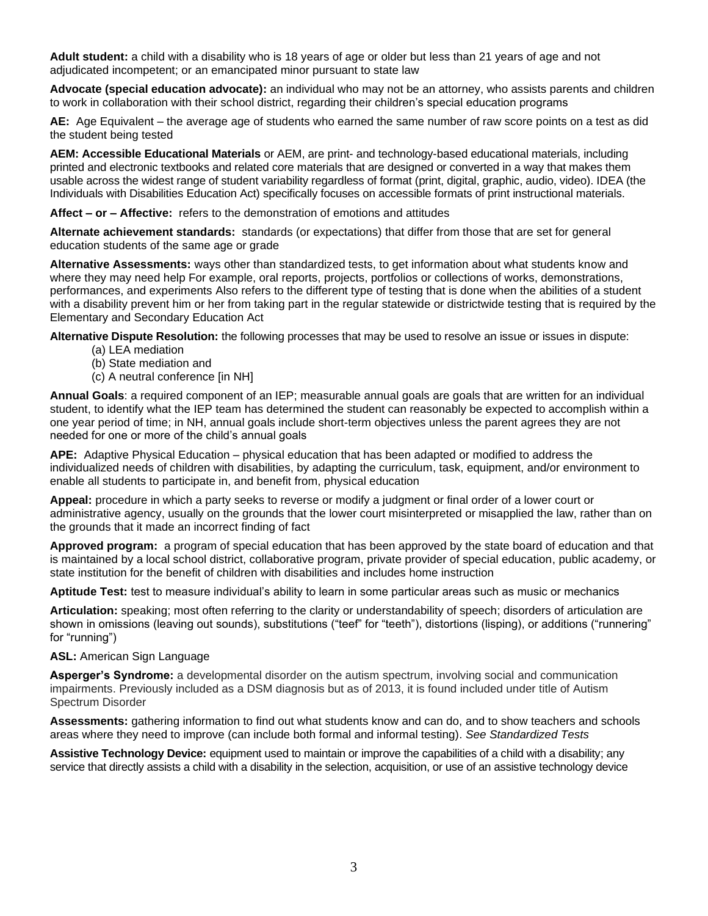**Adult student:** a child with a disability who is 18 years of age or older but less than 21 years of age and not adjudicated incompetent; or an emancipated minor pursuant to state law

**Advocate (special education advocate):** an individual who may not be an attorney, who assists parents and children to work in collaboration with their school district, regarding their children's special education programs

**AE:** Age Equivalent – the average age of students who earned the same number of raw score points on a test as did the student being tested

**AEM: Accessible Educational Materials** or AEM, are print- and technology-based educational materials, including printed and electronic textbooks and related core materials that are designed or converted in a way that makes them usable across the widest range of student variability regardless of format (print, digital, graphic, audio, video). IDEA (the Individuals with Disabilities Education Act) specifically focuses on accessible formats of print instructional materials.

**Affect – or – Affective:** refers to the demonstration of emotions and attitudes

**Alternate achievement standards:** standards (or expectations) that differ from those that are set for general education students of the same age or grade

**Alternative Assessments:** ways other than standardized tests, to get information about what students know and where they may need help For example, oral reports, projects, portfolios or collections of works, demonstrations, performances, and experiments Also refers to the different type of testing that is done when the abilities of a student with a disability prevent him or her from taking part in the regular statewide or districtwide testing that is required by the Elementary and Secondary Education Act

**Alternative Dispute Resolution:** the following processes that may be used to resolve an issue or issues in dispute:

(a) LEA mediation
(b) State mediation and
(c) A neutral conference [in NH]

**Annual Goals**: a required component of an IEP; measurable annual goals are goals that are written for an individual student, to identify what the IEP team has determined the student can reasonably be expected to accomplish within a one year period of time; in NH, annual goals include short-term objectives unless the parent agrees they are not needed for one or more of the child's annual goals

**APE:** Adaptive Physical Education – physical education that has been adapted or modified to address the individualized needs of children with disabilities, by adapting the curriculum, task, equipment, and/or environment to enable all students to participate in, and benefit from, physical education

**Appeal:** procedure in which a party seeks to reverse or modify a judgment or final order of a lower court or administrative agency, usually on the grounds that the lower court misinterpreted or misapplied the law, rather than on the grounds that it made an incorrect finding of fact

**Approved program:** a program of special education that has been approved by the state board of education and that is maintained by a local school district, collaborative program, private provider of special education, public academy, or state institution for the benefit of children with disabilities and includes home instruction

**Aptitude Test:** test to measure individual's ability to learn in some particular areas such as music or mechanics

**Articulation:** speaking; most often referring to the clarity or understandability of speech; disorders of articulation are shown in omissions (leaving out sounds), substitutions ("teef" for "teeth"), distortions (lisping), or additions ("runnering" for "running")

**ASL:** American Sign Language

**Asperger's Syndrome:** a developmental disorder on the autism spectrum, involving social and communication impairments. Previously included as a DSM diagnosis but as of 2013, it is found included under title of Autism Spectrum Disorder

**Assessments:** gathering information to find out what students know and can do, and to show teachers and schools areas where they need to improve (can include both formal and informal testing). *See Standardized Tests*

**Assistive Technology Device:** equipment used to maintain or improve the capabilities of a child with a disability; any service that directly assists a child with a disability in the selection, acquisition, or use of an assistive technology device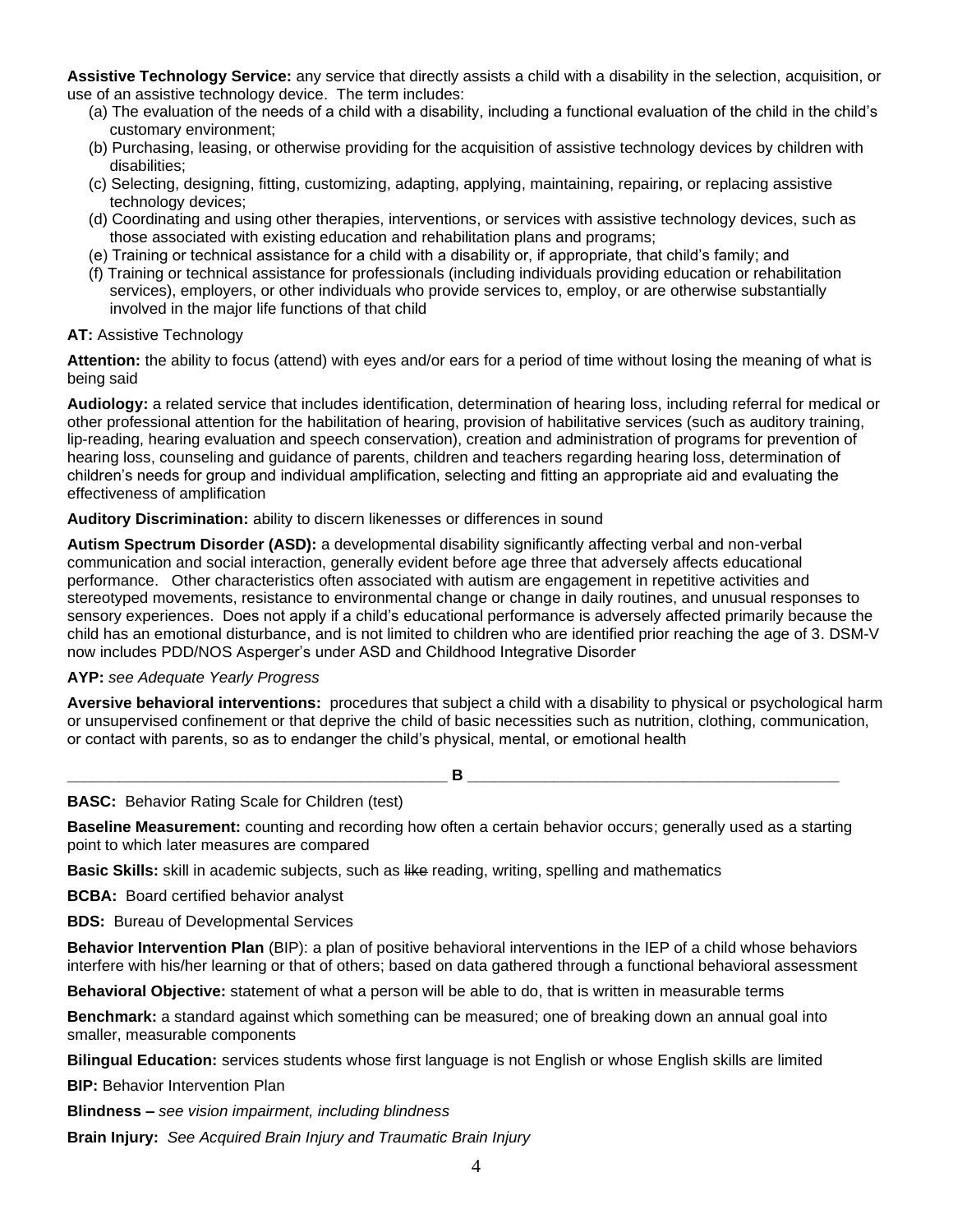**Assistive Technology Service:** any service that directly assists a child with a disability in the selection, acquisition, or use of an assistive technology device. The term includes:

(a) The evaluation of the needs of a child with a disability, including a functional evaluation of the child in the child's customary environment;
(b) Purchasing, leasing, or otherwise providing for the acquisition of assistive technology devices by children with disabilities;
(c) Selecting, designing, fitting, customizing, adapting, applying, maintaining, repairing, or replacing assistive technology devices;
(d) Coordinating and using other therapies, interventions, or services with assistive technology devices, such as those associated with existing education and rehabilitation plans and programs;
(e) Training or technical assistance for a child with a disability or, if appropriate, that child's family; and
(f) Training or technical assistance for professionals (including individuals providing education or rehabilitation services), employers, or other individuals who provide services to, employ, or are otherwise substantially involved in the major life functions of that child

**AT:** Assistive Technology

**Attention:** the ability to focus (attend) with eyes and/or ears for a period of time without losing the meaning of what is being said

**Audiology:** a related service that includes identification, determination of hearing loss, including referral for medical or other professional attention for the habilitation of hearing, provision of habilitative services (such as auditory training, lip-reading, hearing evaluation and speech conservation), creation and administration of programs for prevention of hearing loss, counseling and guidance of parents, children and teachers regarding hearing loss, determination of children's needs for group and individual amplification, selecting and fitting an appropriate aid and evaluating the effectiveness of amplification

**Auditory Discrimination:** ability to discern likenesses or differences in sound

**Autism Spectrum Disorder (ASD):** a developmental disability significantly affecting verbal and non-verbal communication and social interaction, generally evident before age three that adversely affects educational performance. Other characteristics often associated with autism are engagement in repetitive activities and stereotyped movements, resistance to environmental change or change in daily routines, and unusual responses to sensory experiences. Does not apply if a child's educational performance is adversely affected primarily because the child has an emotional disturbance, and is not limited to children who are identified prior reaching the age of 3. DSM-V now includes PDD/NOS Asperger's under ASD and Childhood Integrative Disorder

**AYP:** *see Adequate Yearly Progress*

**Aversive behavioral interventions:** procedures that subject a child with a disability to physical or psychological harm or unsupervised confinement or that deprive the child of basic necessities such as nutrition, clothing, communication, or contact with parents, so as to endanger the child's physical, mental, or emotional health

## B

**BASC:** Behavior Rating Scale for Children (test)

**Baseline Measurement:** counting and recording how often a certain behavior occurs; generally used as a starting point to which later measures are compared

**Basic Skills:** skill in academic subjects, such as ~~like~~ reading, writing, spelling and mathematics

**BCBA:** Board certified behavior analyst

**BDS:** Bureau of Developmental Services

**Behavior Intervention Plan** (BIP): a plan of positive behavioral interventions in the IEP of a child whose behaviors interfere with his/her learning or that of others; based on data gathered through a functional behavioral assessment

**Behavioral Objective:** statement of what a person will be able to do, that is written in measurable terms

**Benchmark:** a standard against which something can be measured; one of breaking down an annual goal into smaller, measurable components

**Bilingual Education:** services students whose first language is not English or whose English skills are limited

**BIP:** Behavior Intervention Plan

**Blindness –** *see vision impairment, including blindness*

**Brain Injury:** *See Acquired Brain Injury and Traumatic Brain Injury*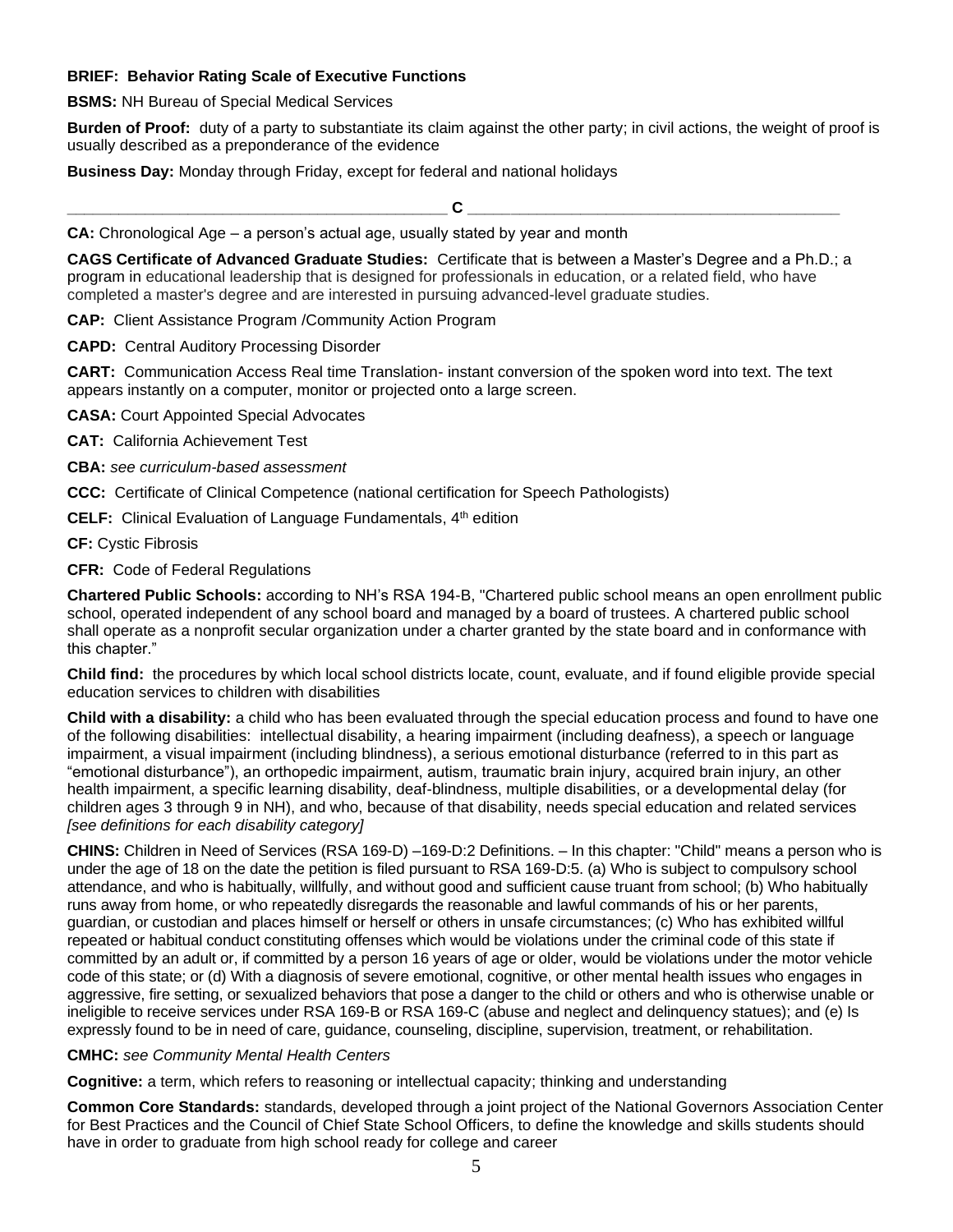**BRIEF: Behavior Rating Scale of Executive Functions**

**BSMS:** NH Bureau of Special Medical Services

**Burden of Proof:** duty of a party to substantiate its claim against the other party; in civil actions, the weight of proof is usually described as a preponderance of the evidence

**Business Day:** Monday through Friday, except for federal and national holidays

## C

**CA:** Chronological Age – a person's actual age, usually stated by year and month

**CAGS Certificate of Advanced Graduate Studies:** Certificate that is between a Master's Degree and a Ph.D.; a program in educational leadership that is designed for professionals in education, or a related field, who have completed a master's degree and are interested in pursuing advanced-level graduate studies.

**CAP:** Client Assistance Program /Community Action Program

**CAPD:** Central Auditory Processing Disorder

**CART:** Communication Access Real time Translation- instant conversion of the spoken word into text. The text appears instantly on a computer, monitor or projected onto a large screen.

**CASA:** Court Appointed Special Advocates

**CAT:** California Achievement Test

**CBA:** *see curriculum-based assessment*

**CCC:** Certificate of Clinical Competence (national certification for Speech Pathologists)

**CELF:** Clinical Evaluation of Language Fundamentals, 4th edition

**CF:** Cystic Fibrosis

**CFR:** Code of Federal Regulations

**Chartered Public Schools:** according to NH's RSA 194-B, "Chartered public school means an open enrollment public school, operated independent of any school board and managed by a board of trustees. A chartered public school shall operate as a nonprofit secular organization under a charter granted by the state board and in conformance with this chapter."

**Child find:** the procedures by which local school districts locate, count, evaluate, and if found eligible provide special education services to children with disabilities

**Child with a disability:** a child who has been evaluated through the special education process and found to have one of the following disabilities: intellectual disability, a hearing impairment (including deafness), a speech or language impairment, a visual impairment (including blindness), a serious emotional disturbance (referred to in this part as "emotional disturbance"), an orthopedic impairment, autism, traumatic brain injury, acquired brain injury, an other health impairment, a specific learning disability, deaf-blindness, multiple disabilities, or a developmental delay (for children ages 3 through 9 in NH), and who, because of that disability, needs special education and related services *[see definitions for each disability category]*

**CHINS:** Children in Need of Services (RSA 169-D) –169-D:2 Definitions. – In this chapter: "Child" means a person who is under the age of 18 on the date the petition is filed pursuant to RSA 169-D:5. (a) Who is subject to compulsory school attendance, and who is habitually, willfully, and without good and sufficient cause truant from school; (b) Who habitually runs away from home, or who repeatedly disregards the reasonable and lawful commands of his or her parents, guardian, or custodian and places himself or herself or others in unsafe circumstances; (c) Who has exhibited willful repeated or habitual conduct constituting offenses which would be violations under the criminal code of this state if committed by an adult or, if committed by a person 16 years of age or older, would be violations under the motor vehicle code of this state; or (d) With a diagnosis of severe emotional, cognitive, or other mental health issues who engages in aggressive, fire setting, or sexualized behaviors that pose a danger to the child or others and who is otherwise unable or ineligible to receive services under RSA 169-B or RSA 169-C (abuse and neglect and delinquency statues); and (e) Is expressly found to be in need of care, guidance, counseling, discipline, supervision, treatment, or rehabilitation.

**CMHC:** *see Community Mental Health Centers*

**Cognitive:** a term, which refers to reasoning or intellectual capacity; thinking and understanding

**Common Core Standards:** standards, developed through a joint project of the National Governors Association Center for Best Practices and the Council of Chief State School Officers, to define the knowledge and skills students should have in order to graduate from high school ready for college and career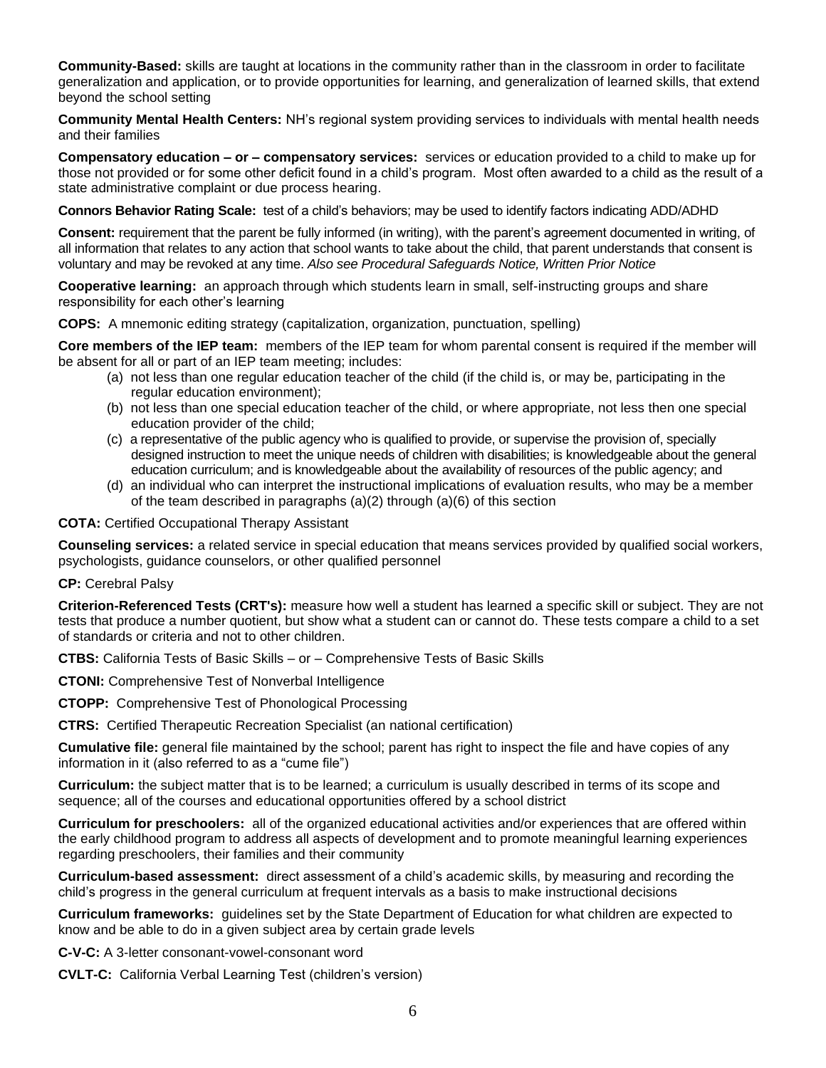**Community-Based:** skills are taught at locations in the community rather than in the classroom in order to facilitate generalization and application, or to provide opportunities for learning, and generalization of learned skills, that extend beyond the school setting

**Community Mental Health Centers:** NH's regional system providing services to individuals with mental health needs and their families

**Compensatory education – or – compensatory services:** services or education provided to a child to make up for those not provided or for some other deficit found in a child's program. Most often awarded to a child as the result of a state administrative complaint or due process hearing.

**Connors Behavior Rating Scale:** test of a child's behaviors; may be used to identify factors indicating ADD/ADHD

**Consent:** requirement that the parent be fully informed (in writing), with the parent's agreement documented in writing, of all information that relates to any action that school wants to take about the child, that parent understands that consent is voluntary and may be revoked at any time. *Also see Procedural Safeguards Notice, Written Prior Notice*

**Cooperative learning:** an approach through which students learn in small, self-instructing groups and share responsibility for each other's learning

**COPS:** A mnemonic editing strategy (capitalization, organization, punctuation, spelling)

**Core members of the IEP team:** members of the IEP team for whom parental consent is required if the member will be absent for all or part of an IEP team meeting; includes:

- (a) not less than one regular education teacher of the child (if the child is, or may be, participating in the regular education environment);
- (b) not less than one special education teacher of the child, or where appropriate, not less then one special education provider of the child;
- (c) a representative of the public agency who is qualified to provide, or supervise the provision of, specially designed instruction to meet the unique needs of children with disabilities; is knowledgeable about the general education curriculum; and is knowledgeable about the availability of resources of the public agency; and
- (d) an individual who can interpret the instructional implications of evaluation results, who may be a member of the team described in paragraphs (a)(2) through (a)(6) of this section

**COTA:** Certified Occupational Therapy Assistant

**Counseling services:** a related service in special education that means services provided by qualified social workers, psychologists, guidance counselors, or other qualified personnel

**CP:** Cerebral Palsy

**Criterion-Referenced Tests (CRT's):** measure how well a student has learned a specific skill or subject. They are not tests that produce a number quotient, but show what a student can or cannot do. These tests compare a child to a set of standards or criteria and not to other children.

**CTBS:** California Tests of Basic Skills – or – Comprehensive Tests of Basic Skills

**CTONI:** Comprehensive Test of Nonverbal Intelligence

**CTOPP:** Comprehensive Test of Phonological Processing

**CTRS:** Certified Therapeutic Recreation Specialist (an national certification)

**Cumulative file:** general file maintained by the school; parent has right to inspect the file and have copies of any information in it (also referred to as a "cume file")

**Curriculum:** the subject matter that is to be learned; a curriculum is usually described in terms of its scope and sequence; all of the courses and educational opportunities offered by a school district

**Curriculum for preschoolers:** all of the organized educational activities and/or experiences that are offered within the early childhood program to address all aspects of development and to promote meaningful learning experiences regarding preschoolers, their families and their community

**Curriculum-based assessment:** direct assessment of a child's academic skills, by measuring and recording the child's progress in the general curriculum at frequent intervals as a basis to make instructional decisions

**Curriculum frameworks:** guidelines set by the State Department of Education for what children are expected to know and be able to do in a given subject area by certain grade levels

**C-V-C:** A 3-letter consonant-vowel-consonant word

**CVLT-C:** California Verbal Learning Test (children's version)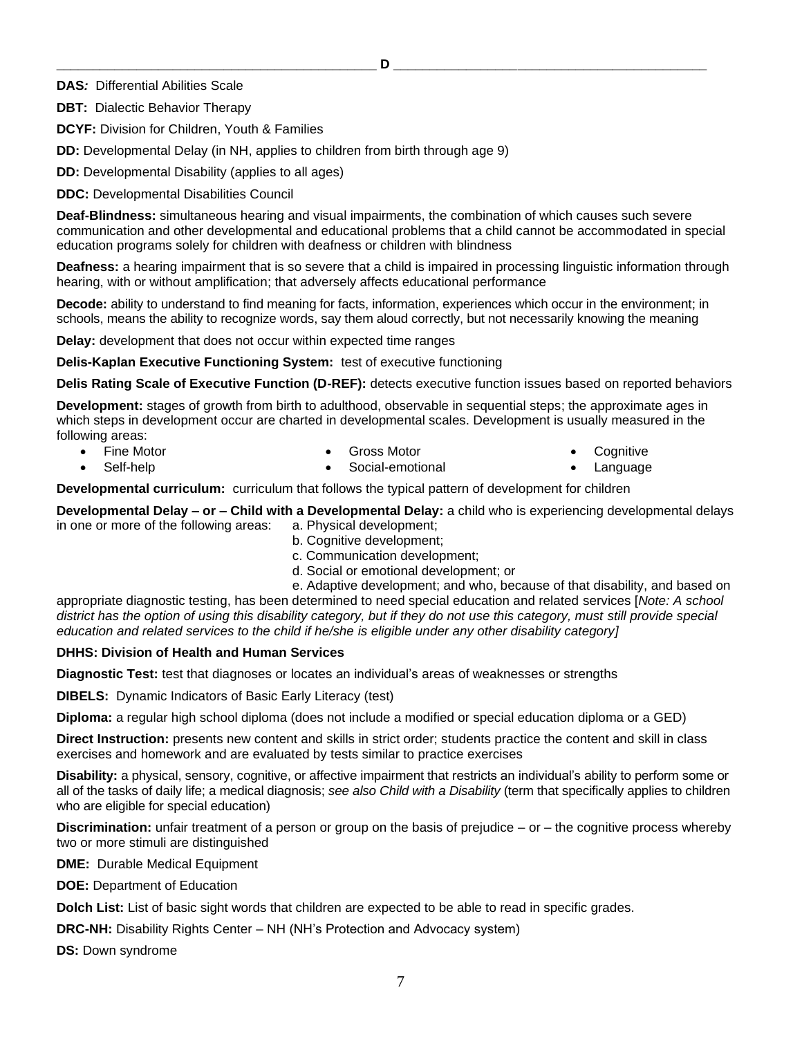## D

**DAS:** Differential Abilities Scale

**DBT:** Dialectic Behavior Therapy

**DCYF:** Division for Children, Youth & Families

**DD:** Developmental Delay (in NH, applies to children from birth through age 9)

**DD:** Developmental Disability (applies to all ages)

**DDC:** Developmental Disabilities Council

**Deaf-Blindness:** simultaneous hearing and visual impairments, the combination of which causes such severe communication and other developmental and educational problems that a child cannot be accommodated in special education programs solely for children with deafness or children with blindness

**Deafness:** a hearing impairment that is so severe that a child is impaired in processing linguistic information through hearing, with or without amplification; that adversely affects educational performance

**Decode:** ability to understand to find meaning for facts, information, experiences which occur in the environment; in schools, means the ability to recognize words, say them aloud correctly, but not necessarily knowing the meaning

**Delay:** development that does not occur within expected time ranges

**Delis-Kaplan Executive Functioning System:** test of executive functioning

**Delis Rating Scale of Executive Function (D-REF):** detects executive function issues based on reported behaviors

**Development:** stages of growth from birth to adulthood, observable in sequential steps; the approximate ages in which steps in development occur are charted in developmental scales. Development is usually measured in the following areas:

- Fine Motor
- Self-help
- Gross Motor
- Social-emotional
- Cognitive
- Language

**Developmental curriculum:** curriculum that follows the typical pattern of development for children

**Developmental Delay – or – Child with a Developmental Delay:** a child who is experiencing developmental delays in one or more of the following areas:

a. Physical development;
b. Cognitive development;
c. Communication development;
d. Social or emotional development; or
e. Adaptive development; and who, because of that disability, and based on

appropriate diagnostic testing, has been determined to need special education and related services [*Note: A school district has the option of using this disability category, but if they do not use this category, must still provide special education and related services to the child if he/she is eligible under any other disability category]*

**DHHS: Division of Health and Human Services**

**Diagnostic Test:** test that diagnoses or locates an individual's areas of weaknesses or strengths

**DIBELS:** Dynamic Indicators of Basic Early Literacy (test)

**Diploma:** a regular high school diploma (does not include a modified or special education diploma or a GED)

**Direct Instruction:** presents new content and skills in strict order; students practice the content and skill in class exercises and homework and are evaluated by tests similar to practice exercises

**Disability:** a physical, sensory, cognitive, or affective impairment that restricts an individual's ability to perform some or all of the tasks of daily life; a medical diagnosis; *see also Child with a Disability* (term that specifically applies to children who are eligible for special education)

**Discrimination:** unfair treatment of a person or group on the basis of prejudice – or – the cognitive process whereby two or more stimuli are distinguished

**DME:** Durable Medical Equipment

**DOE:** Department of Education

**Dolch List:** List of basic sight words that children are expected to be able to read in specific grades.

**DRC-NH:** Disability Rights Center – NH (NH's Protection and Advocacy system)

**DS:** Down syndrome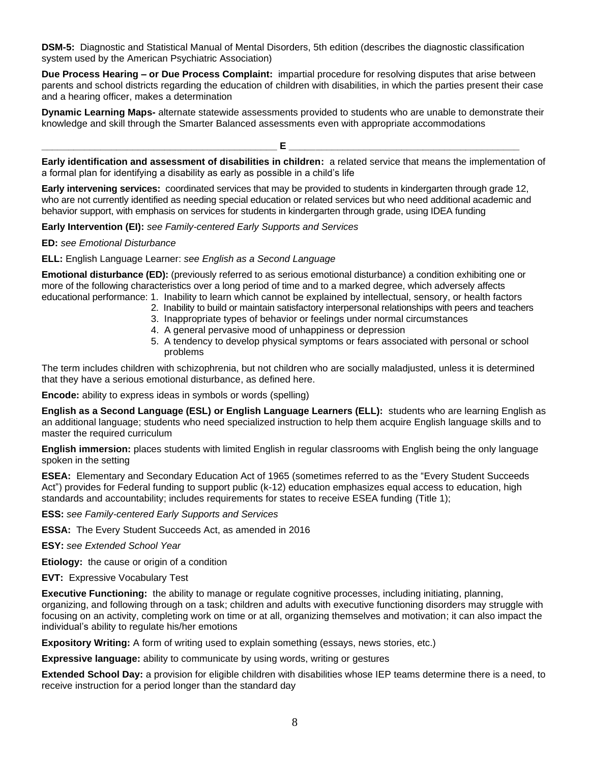**DSM-5:** Diagnostic and Statistical Manual of Mental Disorders, 5th edition (describes the diagnostic classification system used by the American Psychiatric Association)

**Due Process Hearing – or Due Process Complaint:** impartial procedure for resolving disputes that arise between parents and school districts regarding the education of children with disabilities, in which the parties present their case and a hearing officer, makes a determination

**Dynamic Learning Maps-** alternate statewide assessments provided to students who are unable to demonstrate their knowledge and skill through the Smarter Balanced assessments even with appropriate accommodations

## E

**Early identification and assessment of disabilities in children:** a related service that means the implementation of a formal plan for identifying a disability as early as possible in a child's life

**Early intervening services:** coordinated services that may be provided to students in kindergarten through grade 12, who are not currently identified as needing special education or related services but who need additional academic and behavior support, with emphasis on services for students in kindergarten through grade, using IDEA funding

**Early Intervention (EI):** *see Family-centered Early Supports and Services*

**ED:** *see Emotional Disturbance*

**ELL:** English Language Learner: *see English as a Second Language*

**Emotional disturbance (ED):** (previously referred to as serious emotional disturbance) a condition exhibiting one or more of the following characteristics over a long period of time and to a marked degree, which adversely affects educational performance:

1. Inability to learn which cannot be explained by intellectual, sensory, or health factors
2. Inability to build or maintain satisfactory interpersonal relationships with peers and teachers
3. Inappropriate types of behavior or feelings under normal circumstances
4. A general pervasive mood of unhappiness or depression
5. A tendency to develop physical symptoms or fears associated with personal or school problems

The term includes children with schizophrenia, but not children who are socially maladjusted, unless it is determined that they have a serious emotional disturbance, as defined here.

**Encode:** ability to express ideas in symbols or words (spelling)

**English as a Second Language (ESL) or English Language Learners (ELL):** students who are learning English as an additional language; students who need specialized instruction to help them acquire English language skills and to master the required curriculum

**English immersion:** places students with limited English in regular classrooms with English being the only language spoken in the setting

**ESEA:** Elementary and Secondary Education Act of 1965 (sometimes referred to as the "Every Student Succeeds Act") provides for Federal funding to support public (k-12) education emphasizes equal access to education, high standards and accountability; includes requirements for states to receive ESEA funding (Title 1);

**ESS:** *see Family-centered Early Supports and Services*

**ESSA:** The Every Student Succeeds Act, as amended in 2016

**ESY:** *see Extended School Year*

**Etiology:** the cause or origin of a condition

**EVT:** Expressive Vocabulary Test

**Executive Functioning:** the ability to manage or regulate cognitive processes, including initiating, planning, organizing, and following through on a task; children and adults with executive functioning disorders may struggle with focusing on an activity, completing work on time or at all, organizing themselves and motivation; it can also impact the individual's ability to regulate his/her emotions

**Expository Writing:** A form of writing used to explain something (essays, news stories, etc.)

**Expressive language:** ability to communicate by using words, writing or gestures

**Extended School Day:** a provision for eligible children with disabilities whose IEP teams determine there is a need, to receive instruction for a period longer than the standard day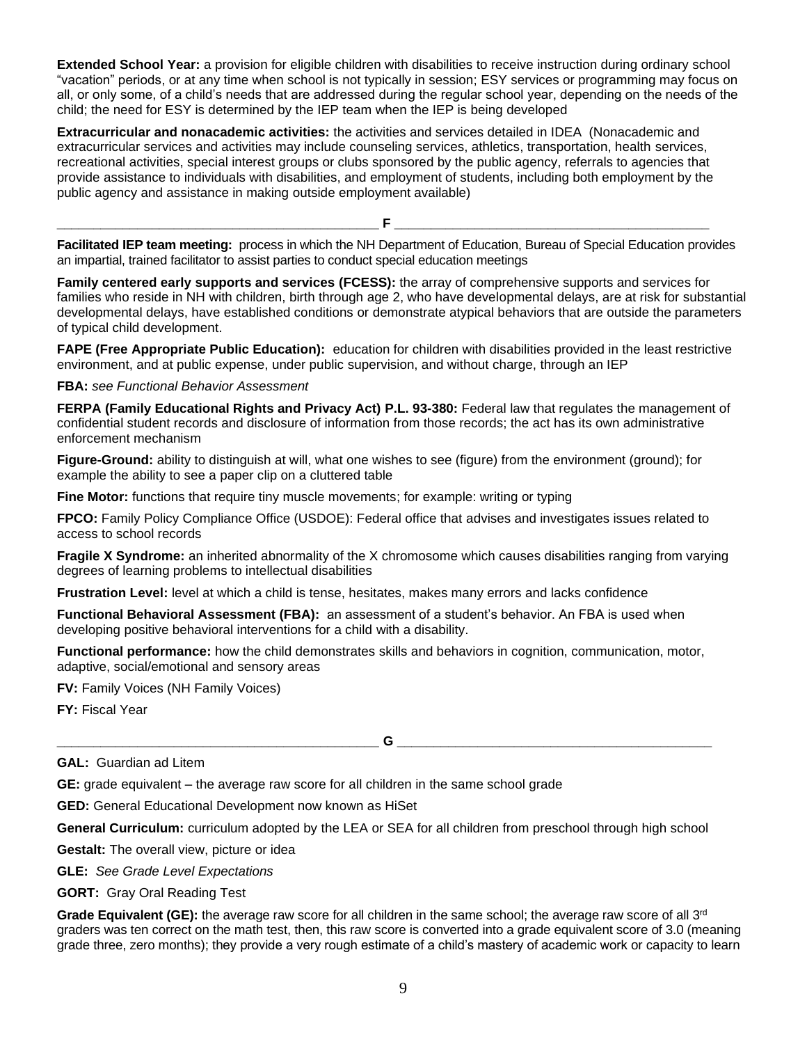**Extended School Year:** a provision for eligible children with disabilities to receive instruction during ordinary school “vacation” periods, or at any time when school is not typically in session; ESY services or programming may focus on all, or only some, of a child’s needs that are addressed during the regular school year, depending on the needs of the child; the need for ESY is determined by the IEP team when the IEP is being developed

**Extracurricular and nonacademic activities:** the activities and services detailed in IDEA (Nonacademic and extracurricular services and activities may include counseling services, athletics, transportation, health services, recreational activities, special interest groups or clubs sponsored by the public agency, referrals to agencies that provide assistance to individuals with disabilities, and employment of students, including both employment by the public agency and assistance in making outside employment available)

## F

**Facilitated IEP team meeting:** process in which the NH Department of Education, Bureau of Special Education provides an impartial, trained facilitator to assist parties to conduct special education meetings

**Family centered early supports and services (FCESS):** the array of comprehensive supports and services for families who reside in NH with children, birth through age 2, who have developmental delays, are at risk for substantial developmental delays, have established conditions or demonstrate atypical behaviors that are outside the parameters of typical child development.

**FAPE (Free Appropriate Public Education):** education for children with disabilities provided in the least restrictive environment, and at public expense, under public supervision, and without charge, through an IEP

**FBA:** *see Functional Behavior Assessment*

**FERPA (Family Educational Rights and Privacy Act) P.L. 93-380:** Federal law that regulates the management of confidential student records and disclosure of information from those records; the act has its own administrative enforcement mechanism

**Figure-Ground:** ability to distinguish at will, what one wishes to see (figure) from the environment (ground); for example the ability to see a paper clip on a cluttered table

**Fine Motor:** functions that require tiny muscle movements; for example: writing or typing

**FPCO:** Family Policy Compliance Office (USDOE): Federal office that advises and investigates issues related to access to school records

**Fragile X Syndrome:** an inherited abnormality of the X chromosome which causes disabilities ranging from varying degrees of learning problems to intellectual disabilities

**Frustration Level:** level at which a child is tense, hesitates, makes many errors and lacks confidence

**Functional Behavioral Assessment (FBA):** an assessment of a student’s behavior. An FBA is used when developing positive behavioral interventions for a child with a disability.

**Functional performance:** how the child demonstrates skills and behaviors in cognition, communication, motor, adaptive, social/emotional and sensory areas

**FV:** Family Voices (NH Family Voices)

**FY:** Fiscal Year

## G

**GAL:** Guardian ad Litem

**GE:** grade equivalent – the average raw score for all children in the same school grade

**GED:** General Educational Development now known as HiSet

**General Curriculum:** curriculum adopted by the LEA or SEA for all children from preschool through high school

**Gestalt:** The overall view, picture or idea

**GLE:** *See Grade Level Expectations*

**GORT:** Gray Oral Reading Test

**Grade Equivalent (GE):** the average raw score for all children in the same school; the average raw score of all 3rd graders was ten correct on the math test, then, this raw score is converted into a grade equivalent score of 3.0 (meaning grade three, zero months); they provide a very rough estimate of a child’s mastery of academic work or capacity to learn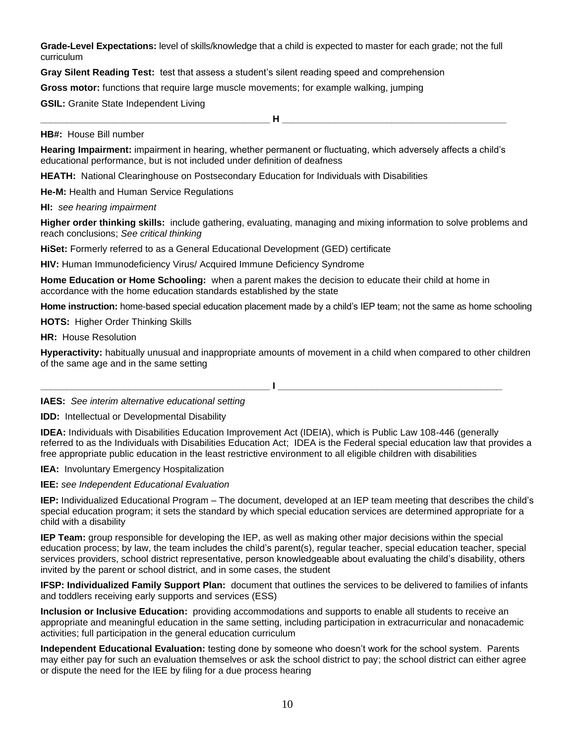**Grade-Level Expectations:** level of skills/knowledge that a child is expected to master for each grade; not the full curriculum

**Gray Silent Reading Test:** test that assess a student's silent reading speed and comprehension

**Gross motor:** functions that require large muscle movements; for example walking, jumping

**GSIL:** Granite State Independent Living

## H

**HB#:** House Bill number

**Hearing Impairment:** impairment in hearing, whether permanent or fluctuating, which adversely affects a child's educational performance, but is not included under definition of deafness

**HEATH:** National Clearinghouse on Postsecondary Education for Individuals with Disabilities

**He-M:** Health and Human Service Regulations

**HI:** *see hearing impairment*

**Higher order thinking skills:** include gathering, evaluating, managing and mixing information to solve problems and reach conclusions; *See critical thinking*

**HiSet:** Formerly referred to as a General Educational Development (GED) certificate

**HIV:** Human Immunodeficiency Virus/ Acquired Immune Deficiency Syndrome

**Home Education or Home Schooling:** when a parent makes the decision to educate their child at home in accordance with the home education standards established by the state

**Home instruction:** home-based special education placement made by a child's IEP team; not the same as home schooling

**HOTS:** Higher Order Thinking Skills

**HR:** House Resolution

**Hyperactivity:** habitually unusual and inappropriate amounts of movement in a child when compared to other children of the same age and in the same setting

## I

**IAES:** *See interim alternative educational setting*

**IDD:** Intellectual or Developmental Disability

**IDEA:** Individuals with Disabilities Education Improvement Act (IDEIA), which is Public Law 108-446 (generally referred to as the Individuals with Disabilities Education Act; IDEA is the Federal special education law that provides a free appropriate public education in the least restrictive environment to all eligible children with disabilities

**IEA:** Involuntary Emergency Hospitalization

**IEE:** *see Independent Educational Evaluation*

**IEP:** Individualized Educational Program – The document, developed at an IEP team meeting that describes the child's special education program; it sets the standard by which special education services are determined appropriate for a child with a disability

**IEP Team:** group responsible for developing the IEP, as well as making other major decisions within the special education process; by law, the team includes the child's parent(s), regular teacher, special education teacher, special services providers, school district representative, person knowledgeable about evaluating the child's disability, others invited by the parent or school district, and in some cases, the student

**IFSP: Individualized Family Support Plan:** document that outlines the services to be delivered to families of infants and toddlers receiving early supports and services (ESS)

**Inclusion or Inclusive Education:** providing accommodations and supports to enable all students to receive an appropriate and meaningful education in the same setting, including participation in extracurricular and nonacademic activities; full participation in the general education curriculum

**Independent Educational Evaluation:** testing done by someone who doesn't work for the school system. Parents may either pay for such an evaluation themselves or ask the school district to pay; the school district can either agree or dispute the need for the IEE by filing for a due process hearing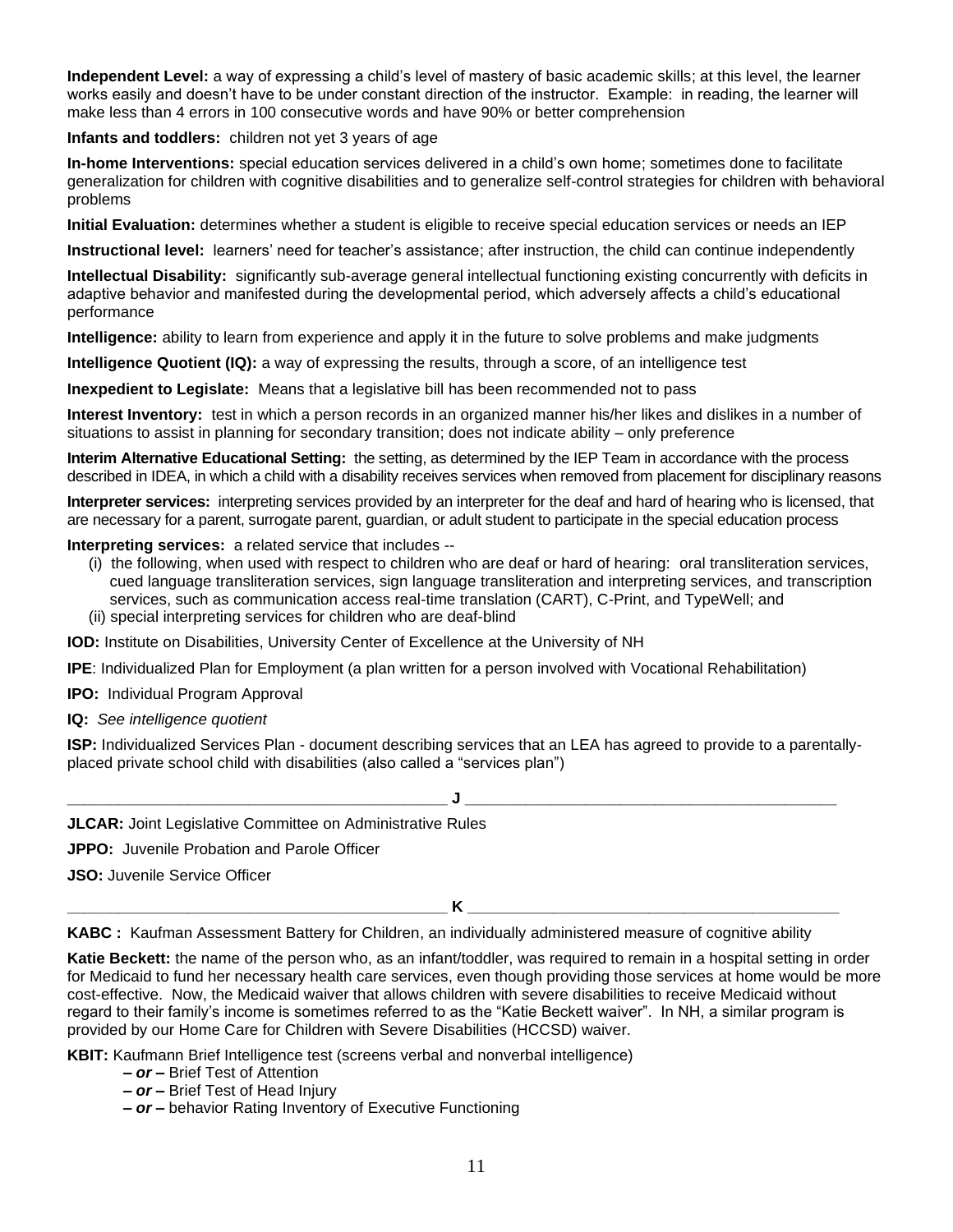**Independent Level:** a way of expressing a child's level of mastery of basic academic skills; at this level, the learner works easily and doesn't have to be under constant direction of the instructor. Example: in reading, the learner will make less than 4 errors in 100 consecutive words and have 90% or better comprehension

**Infants and toddlers:** children not yet 3 years of age

**In-home Interventions:** special education services delivered in a child's own home; sometimes done to facilitate generalization for children with cognitive disabilities and to generalize self-control strategies for children with behavioral problems

**Initial Evaluation:** determines whether a student is eligible to receive special education services or needs an IEP

**Instructional level:** learners' need for teacher's assistance; after instruction, the child can continue independently

**Intellectual Disability:** significantly sub-average general intellectual functioning existing concurrently with deficits in adaptive behavior and manifested during the developmental period, which adversely affects a child's educational performance

**Intelligence:** ability to learn from experience and apply it in the future to solve problems and make judgments

**Intelligence Quotient (IQ):** a way of expressing the results, through a score, of an intelligence test

**Inexpedient to Legislate:** Means that a legislative bill has been recommended not to pass

**Interest Inventory:** test in which a person records in an organized manner his/her likes and dislikes in a number of situations to assist in planning for secondary transition; does not indicate ability – only preference

**Interim Alternative Educational Setting:** the setting, as determined by the IEP Team in accordance with the process described in IDEA, in which a child with a disability receives services when removed from placement for disciplinary reasons

**Interpreter services:** interpreting services provided by an interpreter for the deaf and hard of hearing who is licensed, that are necessary for a parent, surrogate parent, guardian, or adult student to participate in the special education process

**Interpreting services:** a related service that includes --

(i) the following, when used with respect to children who are deaf or hard of hearing: oral transliteration services, cued language transliteration services, sign language transliteration and interpreting services, and transcription services, such as communication access real-time translation (CART), C-Print, and TypeWell; and

(ii) special interpreting services for children who are deaf-blind

**IOD:** Institute on Disabilities, University Center of Excellence at the University of NH

**IPE**: Individualized Plan for Employment (a plan written for a person involved with Vocational Rehabilitation)

**IPO:** Individual Program Approval

**IQ:** *See intelligence quotient*

**ISP:** Individualized Services Plan - document describing services that an LEA has agreed to provide to a parentally-placed private school child with disabilities (also called a "services plan")

## J

**JLCAR:** Joint Legislative Committee on Administrative Rules

**JPPO:** Juvenile Probation and Parole Officer

**JSO:** Juvenile Service Officer

## K

**KABC :** Kaufman Assessment Battery for Children, an individually administered measure of cognitive ability

**Katie Beckett:** the name of the person who, as an infant/toddler, was required to remain in a hospital setting in order for Medicaid to fund her necessary health care services, even though providing those services at home would be more cost-effective. Now, the Medicaid waiver that allows children with severe disabilities to receive Medicaid without regard to their family's income is sometimes referred to as the "Katie Beckett waiver". In NH, a similar program is provided by our Home Care for Children with Severe Disabilities (HCCSD) waiver.

**KBIT:** Kaufmann Brief Intelligence test (screens verbal and nonverbal intelligence)

**– *or* –** Brief Test of Attention

**– *or* –** Brief Test of Head Injury

**– *or* –** behavior Rating Inventory of Executive Functioning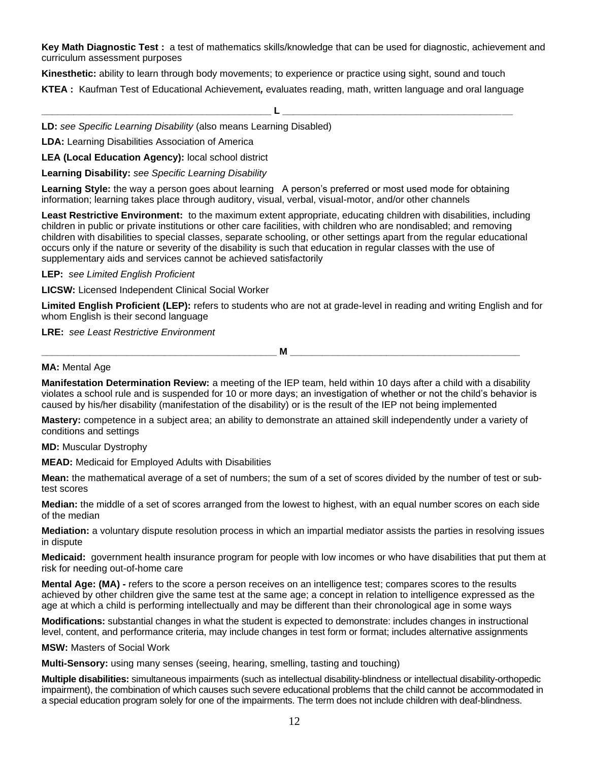**Key Math Diagnostic Test :** a test of mathematics skills/knowledge that can be used for diagnostic, achievement and curriculum assessment purposes

**Kinesthetic:** ability to learn through body movements; to experience or practice using sight, sound and touch

**KTEA :** Kaufman Test of Educational Achievement*,* evaluates reading, math, written language and oral language

## L

**LD:** *see Specific Learning Disability* (also means Learning Disabled)

**LDA:** Learning Disabilities Association of America

**LEA (Local Education Agency):** local school district

**Learning Disability:** *see Specific Learning Disability*

**Learning Style:** the way a person goes about learning A person's preferred or most used mode for obtaining information; learning takes place through auditory, visual, verbal, visual-motor, and/or other channels

**Least Restrictive Environment:** to the maximum extent appropriate, educating children with disabilities, including children in public or private institutions or other care facilities, with children who are nondisabled; and removing children with disabilities to special classes, separate schooling, or other settings apart from the regular educational occurs only if the nature or severity of the disability is such that education in regular classes with the use of supplementary aids and services cannot be achieved satisfactorily

**LEP:** *see Limited English Proficient*

**LICSW:** Licensed Independent Clinical Social Worker

**Limited English Proficient (LEP):** refers to students who are not at grade-level in reading and writing English and for whom English is their second language

**LRE:** *see Least Restrictive Environment*

## M

**MA:** Mental Age

**Manifestation Determination Review:** a meeting of the IEP team, held within 10 days after a child with a disability violates a school rule and is suspended for 10 or more days; an investigation of whether or not the child's behavior is caused by his/her disability (manifestation of the disability) or is the result of the IEP not being implemented

**Mastery:** competence in a subject area; an ability to demonstrate an attained skill independently under a variety of conditions and settings

**MD:** Muscular Dystrophy

**MEAD:** Medicaid for Employed Adults with Disabilities

**Mean:** the mathematical average of a set of numbers; the sum of a set of scores divided by the number of test or sub-test scores

**Median:** the middle of a set of scores arranged from the lowest to highest, with an equal number scores on each side of the median

**Mediation:** a voluntary dispute resolution process in which an impartial mediator assists the parties in resolving issues in dispute

**Medicaid:** government health insurance program for people with low incomes or who have disabilities that put them at risk for needing out-of-home care

**Mental Age: (MA) -** refers to the score a person receives on an intelligence test; compares scores to the results achieved by other children give the same test at the same age; a concept in relation to intelligence expressed as the age at which a child is performing intellectually and may be different than their chronological age in some ways

**Modifications:** substantial changes in what the student is expected to demonstrate: includes changes in instructional level, content, and performance criteria, may include changes in test form or format; includes alternative assignments

**MSW:** Masters of Social Work

**Multi-Sensory:** using many senses (seeing, hearing, smelling, tasting and touching)

**Multiple disabilities:** simultaneous impairments (such as intellectual disability-blindness or intellectual disability-orthopedic impairment), the combination of which causes such severe educational problems that the child cannot be accommodated in a special education program solely for one of the impairments. The term does not include children with deaf-blindness.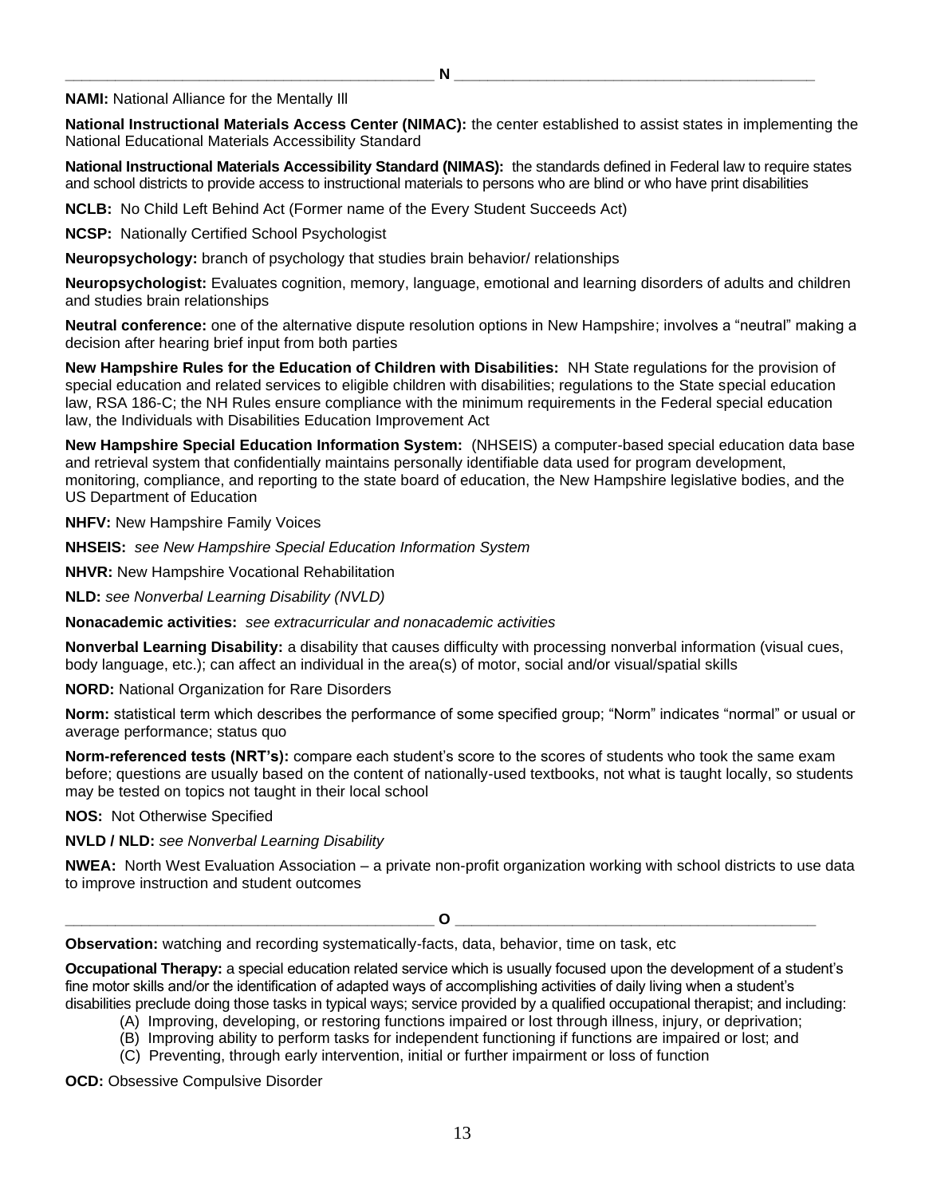## N

**NAMI:** National Alliance for the Mentally Ill

**National Instructional Materials Access Center (NIMAC):** the center established to assist states in implementing the National Educational Materials Accessibility Standard

**National Instructional Materials Accessibility Standard (NIMAS):** the standards defined in Federal law to require states and school districts to provide access to instructional materials to persons who are blind or who have print disabilities

**NCLB:** No Child Left Behind Act (Former name of the Every Student Succeeds Act)

**NCSP:** Nationally Certified School Psychologist

**Neuropsychology:** branch of psychology that studies brain behavior/ relationships

**Neuropsychologist:** Evaluates cognition, memory, language, emotional and learning disorders of adults and children and studies brain relationships

**Neutral conference:** one of the alternative dispute resolution options in New Hampshire; involves a "neutral" making a decision after hearing brief input from both parties

**New Hampshire Rules for the Education of Children with Disabilities:** NH State regulations for the provision of special education and related services to eligible children with disabilities; regulations to the State special education law, RSA 186-C; the NH Rules ensure compliance with the minimum requirements in the Federal special education law, the Individuals with Disabilities Education Improvement Act

**New Hampshire Special Education Information System:** (NHSEIS) a computer-based special education data base and retrieval system that confidentially maintains personally identifiable data used for program development, monitoring, compliance, and reporting to the state board of education, the New Hampshire legislative bodies, and the US Department of Education

**NHFV:** New Hampshire Family Voices

**NHSEIS:** *see New Hampshire Special Education Information System*

**NHVR:** New Hampshire Vocational Rehabilitation

**NLD:** *see Nonverbal Learning Disability (NVLD)*

**Nonacademic activities:** *see extracurricular and nonacademic activities*

**Nonverbal Learning Disability:** a disability that causes difficulty with processing nonverbal information (visual cues, body language, etc.); can affect an individual in the area(s) of motor, social and/or visual/spatial skills

**NORD:** National Organization for Rare Disorders

**Norm:** statistical term which describes the performance of some specified group; "Norm" indicates "normal" or usual or average performance; status quo

**Norm-referenced tests (NRT's):** compare each student's score to the scores of students who took the same exam before; questions are usually based on the content of nationally-used textbooks, not what is taught locally, so students may be tested on topics not taught in their local school

**NOS:** Not Otherwise Specified

**NVLD / NLD:** *see Nonverbal Learning Disability*

**NWEA:** North West Evaluation Association – a private non-profit organization working with school districts to use data to improve instruction and student outcomes

## O

**Observation:** watching and recording systematically-facts, data, behavior, time on task, etc

**Occupational Therapy:** a special education related service which is usually focused upon the development of a student's fine motor skills and/or the identification of adapted ways of accomplishing activities of daily living when a student's disabilities preclude doing those tasks in typical ways; service provided by a qualified occupational therapist; and including:

- (A) Improving, developing, or restoring functions impaired or lost through illness, injury, or deprivation;
- (B) Improving ability to perform tasks for independent functioning if functions are impaired or lost; and
- (C) Preventing, through early intervention, initial or further impairment or loss of function

**OCD:** Obsessive Compulsive Disorder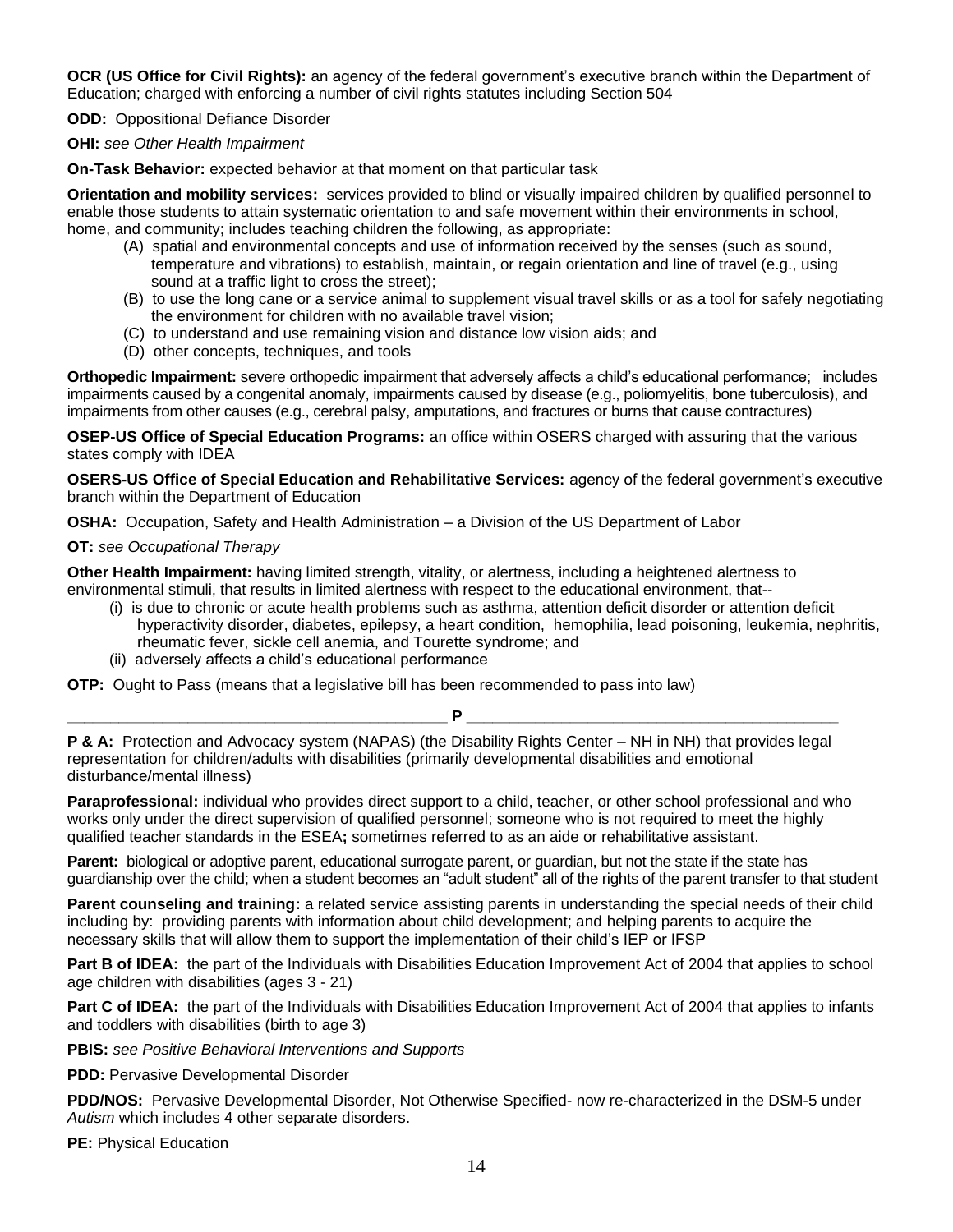**OCR (US Office for Civil Rights):** an agency of the federal government's executive branch within the Department of Education; charged with enforcing a number of civil rights statutes including Section 504

**ODD:** Oppositional Defiance Disorder

**OHI:** *see Other Health Impairment*

**On-Task Behavior:** expected behavior at that moment on that particular task

**Orientation and mobility services:** services provided to blind or visually impaired children by qualified personnel to enable those students to attain systematic orientation to and safe movement within their environments in school, home, and community; includes teaching children the following, as appropriate:

(A) spatial and environmental concepts and use of information received by the senses (such as sound, temperature and vibrations) to establish, maintain, or regain orientation and line of travel (e.g., using sound at a traffic light to cross the street);
(B) to use the long cane or a service animal to supplement visual travel skills or as a tool for safely negotiating the environment for children with no available travel vision;
(C) to understand and use remaining vision and distance low vision aids; and
(D) other concepts, techniques, and tools

**Orthopedic Impairment:** severe orthopedic impairment that adversely affects a child's educational performance; includes impairments caused by a congenital anomaly, impairments caused by disease (e.g., poliomyelitis, bone tuberculosis), and impairments from other causes (e.g., cerebral palsy, amputations, and fractures or burns that cause contractures)

**OSEP-US Office of Special Education Programs:** an office within OSERS charged with assuring that the various states comply with IDEA

**OSERS-US Office of Special Education and Rehabilitative Services:** agency of the federal government's executive branch within the Department of Education

**OSHA:** Occupation, Safety and Health Administration – a Division of the US Department of Labor

**OT:** *see Occupational Therapy*

**Other Health Impairment:** having limited strength, vitality, or alertness, including a heightened alertness to environmental stimuli, that results in limited alertness with respect to the educational environment, that--

(i) is due to chronic or acute health problems such as asthma, attention deficit disorder or attention deficit hyperactivity disorder, diabetes, epilepsy, a heart condition, hemophilia, lead poisoning, leukemia, nephritis, rheumatic fever, sickle cell anemia, and Tourette syndrome; and
(ii) adversely affects a child's educational performance

**OTP:** Ought to Pass (means that a legislative bill has been recommended to pass into law)

## P

**P & A:** Protection and Advocacy system (NAPAS) (the Disability Rights Center – NH in NH) that provides legal representation for children/adults with disabilities (primarily developmental disabilities and emotional disturbance/mental illness)

**Paraprofessional:** individual who provides direct support to a child, teacher, or other school professional and who works only under the direct supervision of qualified personnel; someone who is not required to meet the highly qualified teacher standards in the ESEA**;** sometimes referred to as an aide or rehabilitative assistant.

**Parent:** biological or adoptive parent, educational surrogate parent, or guardian, but not the state if the state has guardianship over the child; when a student becomes an "adult student" all of the rights of the parent transfer to that student

**Parent counseling and training:** a related service assisting parents in understanding the special needs of their child including by: providing parents with information about child development; and helping parents to acquire the necessary skills that will allow them to support the implementation of their child's IEP or IFSP

**Part B of IDEA:** the part of the Individuals with Disabilities Education Improvement Act of 2004 that applies to school age children with disabilities (ages 3 - 21)

**Part C of IDEA:** the part of the Individuals with Disabilities Education Improvement Act of 2004 that applies to infants and toddlers with disabilities (birth to age 3)

**PBIS:** *see Positive Behavioral Interventions and Supports*

**PDD:** Pervasive Developmental Disorder

**PDD/NOS:** Pervasive Developmental Disorder, Not Otherwise Specified- now re-characterized in the DSM-5 under *Autism* which includes 4 other separate disorders.

**PE:** Physical Education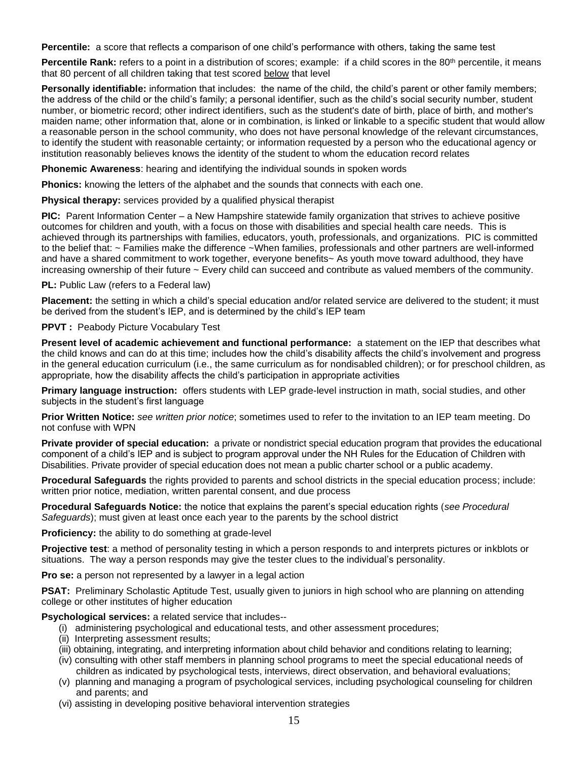**Percentile:** a score that reflects a comparison of one child's performance with others, taking the same test

**Percentile Rank:** refers to a point in a distribution of scores; example: if a child scores in the 80th percentile, it means that 80 percent of all children taking that test scored below that level

**Personally identifiable:** information that includes: the name of the child, the child's parent or other family members; the address of the child or the child's family; a personal identifier, such as the child's social security number, student number, or biometric record; other indirect identifiers, such as the student's date of birth, place of birth, and mother's maiden name; other information that, alone or in combination, is linked or linkable to a specific student that would allow a reasonable person in the school community, who does not have personal knowledge of the relevant circumstances, to identify the student with reasonable certainty; or information requested by a person who the educational agency or institution reasonably believes knows the identity of the student to whom the education record relates

**Phonemic Awareness**: hearing and identifying the individual sounds in spoken words

**Phonics:** knowing the letters of the alphabet and the sounds that connects with each one.

**Physical therapy:** services provided by a qualified physical therapist

**PIC:** Parent Information Center – a New Hampshire statewide family organization that strives to achieve positive outcomes for children and youth, with a focus on those with disabilities and special health care needs. This is achieved through its partnerships with families, educators, youth, professionals, and organizations. PIC is committed to the belief that: ~ Families make the difference ~When families, professionals and other partners are well-informed and have a shared commitment to work together, everyone benefits~ As youth move toward adulthood, they have increasing ownership of their future ~ Every child can succeed and contribute as valued members of the community.

**PL:** Public Law (refers to a Federal law)

**Placement:** the setting in which a child's special education and/or related service are delivered to the student; it must be derived from the student's IEP, and is determined by the child's IEP team

**PPVT :** Peabody Picture Vocabulary Test

**Present level of academic achievement and functional performance:** a statement on the IEP that describes what the child knows and can do at this time; includes how the child's disability affects the child's involvement and progress in the general education curriculum (i.e., the same curriculum as for nondisabled children); or for preschool children, as appropriate, how the disability affects the child's participation in appropriate activities

**Primary language instruction:** offers students with LEP grade-level instruction in math, social studies, and other subjects in the student's first language

**Prior Written Notice:** *see written prior notice*; sometimes used to refer to the invitation to an IEP team meeting. Do not confuse with WPN

**Private provider of special education:** a private or nondistrict special education program that provides the educational component of a child's IEP and is subject to program approval under the NH Rules for the Education of Children with Disabilities. Private provider of special education does not mean a public charter school or a public academy.

**Procedural Safeguards** the rights provided to parents and school districts in the special education process; include: written prior notice, mediation, written parental consent, and due process

**Procedural Safeguards Notice:** the notice that explains the parent's special education rights (*see Procedural Safeguards*); must given at least once each year to the parents by the school district

**Proficiency:** the ability to do something at grade-level

**Projective test**: a method of personality testing in which a person responds to and interprets pictures or inkblots or situations. The way a person responds may give the tester clues to the individual's personality.

**Pro se:** a person not represented by a lawyer in a legal action

**PSAT:** Preliminary Scholastic Aptitude Test, usually given to juniors in high school who are planning on attending college or other institutes of higher education

**Psychological services:** a related service that includes--

(i) administering psychological and educational tests, and other assessment procedures;
(ii) Interpreting assessment results;
(iii) obtaining, integrating, and interpreting information about child behavior and conditions relating to learning;
(iv) consulting with other staff members in planning school programs to meet the special educational needs of children as indicated by psychological tests, interviews, direct observation, and behavioral evaluations;
(v) planning and managing a program of psychological services, including psychological counseling for children and parents; and
(vi) assisting in developing positive behavioral intervention strategies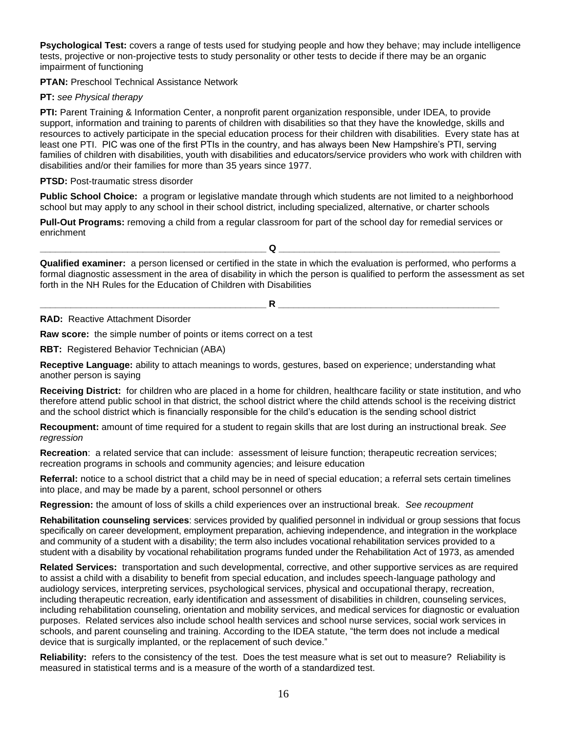**Psychological Test:** covers a range of tests used for studying people and how they behave; may include intelligence tests, projective or non-projective tests to study personality or other tests to decide if there may be an organic impairment of functioning

**PTAN:** Preschool Technical Assistance Network

**PT:** *see Physical therapy*

**PTI:** Parent Training & Information Center, a nonprofit parent organization responsible, under IDEA, to provide support, information and training to parents of children with disabilities so that they have the knowledge, skills and resources to actively participate in the special education process for their children with disabilities. Every state has at least one PTI. PIC was one of the first PTIs in the country, and has always been New Hampshire's PTI, serving families of children with disabilities, youth with disabilities and educators/service providers who work with children with disabilities and/or their families for more than 35 years since 1977.

**PTSD:** Post-traumatic stress disorder

**Public School Choice:** a program or legislative mandate through which students are not limited to a neighborhood school but may apply to any school in their school district, including specialized, alternative, or charter schools

**Pull-Out Programs:** removing a child from a regular classroom for part of the school day for remedial services or enrichment

## Q

**Qualified examiner:** a person licensed or certified in the state in which the evaluation is performed, who performs a formal diagnostic assessment in the area of disability in which the person is qualified to perform the assessment as set forth in the NH Rules for the Education of Children with Disabilities

## R

**RAD:** Reactive Attachment Disorder

**Raw score:** the simple number of points or items correct on a test

**RBT:** Registered Behavior Technician (ABA)

**Receptive Language:** ability to attach meanings to words, gestures, based on experience; understanding what another person is saying

**Receiving District:** for children who are placed in a home for children, healthcare facility or state institution, and who therefore attend public school in that district, the school district where the child attends school is the receiving district and the school district which is financially responsible for the child's education is the sending school district

**Recoupment:** amount of time required for a student to regain skills that are lost during an instructional break. *See regression*

**Recreation**: a related service that can include: assessment of leisure function; therapeutic recreation services; recreation programs in schools and community agencies; and leisure education

**Referral:** notice to a school district that a child may be in need of special education; a referral sets certain timelines into place, and may be made by a parent, school personnel or others

**Regression:** the amount of loss of skills a child experiences over an instructional break. *See recoupment*

**Rehabilitation counseling services**: services provided by qualified personnel in individual or group sessions that focus specifically on career development, employment preparation, achieving independence, and integration in the workplace and community of a student with a disability; the term also includes vocational rehabilitation services provided to a student with a disability by vocational rehabilitation programs funded under the Rehabilitation Act of 1973, as amended

**Related Services:** transportation and such developmental, corrective, and other supportive services as are required to assist a child with a disability to benefit from special education, and includes speech-language pathology and audiology services, interpreting services, psychological services, physical and occupational therapy, recreation, including therapeutic recreation, early identification and assessment of disabilities in children, counseling services, including rehabilitation counseling, orientation and mobility services, and medical services for diagnostic or evaluation purposes. Related services also include school health services and school nurse services, social work services in schools, and parent counseling and training. According to the IDEA statute, "the term does not include a medical device that is surgically implanted, or the replacement of such device."

**Reliability:** refers to the consistency of the test. Does the test measure what is set out to measure? Reliability is measured in statistical terms and is a measure of the worth of a standardized test.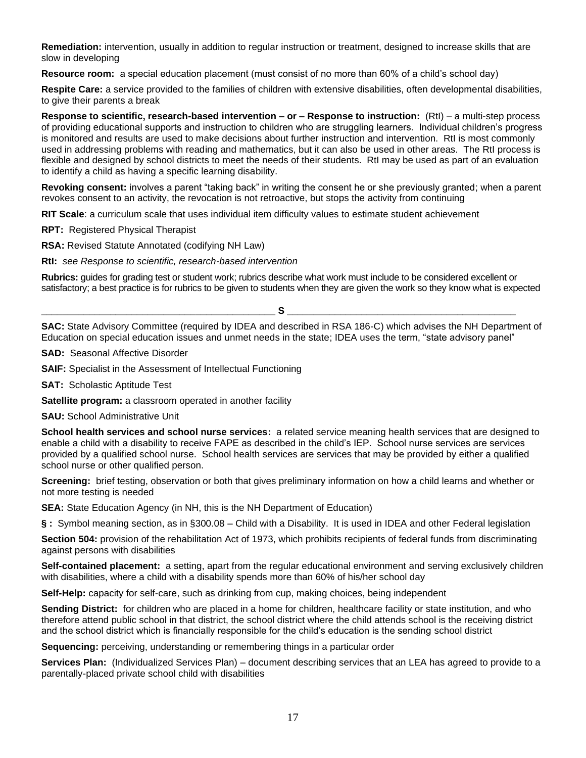**Remediation:** intervention, usually in addition to regular instruction or treatment, designed to increase skills that are slow in developing

**Resource room:** a special education placement (must consist of no more than 60% of a child's school day)

**Respite Care:** a service provided to the families of children with extensive disabilities, often developmental disabilities, to give their parents a break

**Response to scientific, research-based intervention – or – Response to instruction:** (RtI) – a multi-step process of providing educational supports and instruction to children who are struggling learners. Individual children's progress is monitored and results are used to make decisions about further instruction and intervention. RtI is most commonly used in addressing problems with reading and mathematics, but it can also be used in other areas. The RtI process is flexible and designed by school districts to meet the needs of their students. RtI may be used as part of an evaluation to identify a child as having a specific learning disability.

**Revoking consent:** involves a parent "taking back" in writing the consent he or she previously granted; when a parent revokes consent to an activity, the revocation is not retroactive, but stops the activity from continuing

**RIT Scale**: a curriculum scale that uses individual item difficulty values to estimate student achievement

**RPT:** Registered Physical Therapist

**RSA:** Revised Statute Annotated (codifying NH Law)

**RtI:** *see Response to scientific, research-based intervention*

**Rubrics:** guides for grading test or student work; rubrics describe what work must include to be considered excellent or satisfactory; a best practice is for rubrics to be given to students when they are given the work so they know what is expected

## S

**SAC:** State Advisory Committee (required by IDEA and described in RSA 186-C) which advises the NH Department of Education on special education issues and unmet needs in the state; IDEA uses the term, "state advisory panel"

**SAD:** Seasonal Affective Disorder

**SAIF:** Specialist in the Assessment of Intellectual Functioning

**SAT:** Scholastic Aptitude Test

**Satellite program:** a classroom operated in another facility

**SAU:** School Administrative Unit

**School health services and school nurse services:** a related service meaning health services that are designed to enable a child with a disability to receive FAPE as described in the child's IEP. School nurse services are services provided by a qualified school nurse. School health services are services that may be provided by either a qualified school nurse or other qualified person.

**Screening:** brief testing, observation or both that gives preliminary information on how a child learns and whether or not more testing is needed

**SEA:** State Education Agency (in NH, this is the NH Department of Education)

**§ :** Symbol meaning section, as in §300.08 – Child with a Disability. It is used in IDEA and other Federal legislation

**Section 504:** provision of the rehabilitation Act of 1973, which prohibits recipients of federal funds from discriminating against persons with disabilities

**Self-contained placement:** a setting, apart from the regular educational environment and serving exclusively children with disabilities, where a child with a disability spends more than 60% of his/her school day

**Self-Help:** capacity for self-care, such as drinking from cup, making choices, being independent

**Sending District:** for children who are placed in a home for children, healthcare facility or state institution, and who therefore attend public school in that district, the school district where the child attends school is the receiving district and the school district which is financially responsible for the child's education is the sending school district

**Sequencing:** perceiving, understanding or remembering things in a particular order

**Services Plan:** (Individualized Services Plan) – document describing services that an LEA has agreed to provide to a parentally-placed private school child with disabilities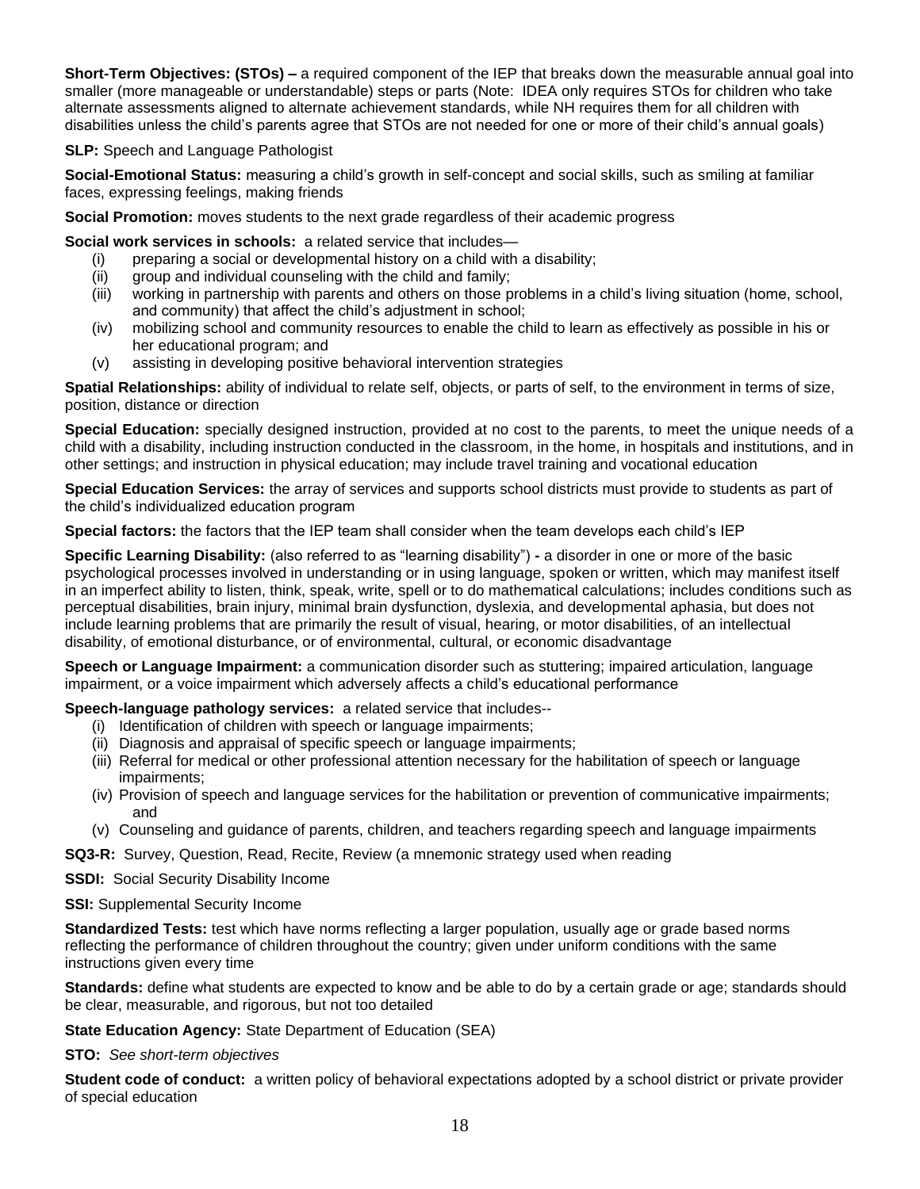**Short-Term Objectives: (STOs) –** a required component of the IEP that breaks down the measurable annual goal into smaller (more manageable or understandable) steps or parts (Note: IDEA only requires STOs for children who take alternate assessments aligned to alternate achievement standards, while NH requires them for all children with disabilities unless the child's parents agree that STOs are not needed for one or more of their child's annual goals)

**SLP:** Speech and Language Pathologist

**Social-Emotional Status:** measuring a child's growth in self-concept and social skills, such as smiling at familiar faces, expressing feelings, making friends

**Social Promotion:** moves students to the next grade regardless of their academic progress

**Social work services in schools:** a related service that includes—

- (i) preparing a social or developmental history on a child with a disability;
- (ii) group and individual counseling with the child and family;
- (iii) working in partnership with parents and others on those problems in a child's living situation (home, school, and community) that affect the child's adjustment in school;
- (iv) mobilizing school and community resources to enable the child to learn as effectively as possible in his or her educational program; and
- (v) assisting in developing positive behavioral intervention strategies

**Spatial Relationships:** ability of individual to relate self, objects, or parts of self, to the environment in terms of size, position, distance or direction

**Special Education:** specially designed instruction, provided at no cost to the parents, to meet the unique needs of a child with a disability, including instruction conducted in the classroom, in the home, in hospitals and institutions, and in other settings; and instruction in physical education; may include travel training and vocational education

**Special Education Services:** the array of services and supports school districts must provide to students as part of the child's individualized education program

**Special factors:** the factors that the IEP team shall consider when the team develops each child's IEP

**Specific Learning Disability:** (also referred to as "learning disability") **-** a disorder in one or more of the basic psychological processes involved in understanding or in using language, spoken or written, which may manifest itself in an imperfect ability to listen, think, speak, write, spell or to do mathematical calculations; includes conditions such as perceptual disabilities, brain injury, minimal brain dysfunction, dyslexia, and developmental aphasia, but does not include learning problems that are primarily the result of visual, hearing, or motor disabilities, of an intellectual disability, of emotional disturbance, or of environmental, cultural, or economic disadvantage

**Speech or Language Impairment:** a communication disorder such as stuttering; impaired articulation, language impairment, or a voice impairment which adversely affects a child's educational performance

**Speech-language pathology services:** a related service that includes--

- (i) Identification of children with speech or language impairments;
- (ii) Diagnosis and appraisal of specific speech or language impairments;
- (iii) Referral for medical or other professional attention necessary for the habilitation of speech or language impairments;
- (iv) Provision of speech and language services for the habilitation or prevention of communicative impairments; and
- (v) Counseling and guidance of parents, children, and teachers regarding speech and language impairments

**SQ3-R:** Survey, Question, Read, Recite, Review (a mnemonic strategy used when reading

**SSDI:** Social Security Disability Income

**SSI:** Supplemental Security Income

**Standardized Tests:** test which have norms reflecting a larger population, usually age or grade based norms reflecting the performance of children throughout the country; given under uniform conditions with the same instructions given every time

**Standards:** define what students are expected to know and be able to do by a certain grade or age; standards should be clear, measurable, and rigorous, but not too detailed

**State Education Agency:** State Department of Education (SEA)

**STO:** *See short-term objectives*

**Student code of conduct:** a written policy of behavioral expectations adopted by a school district or private provider of special education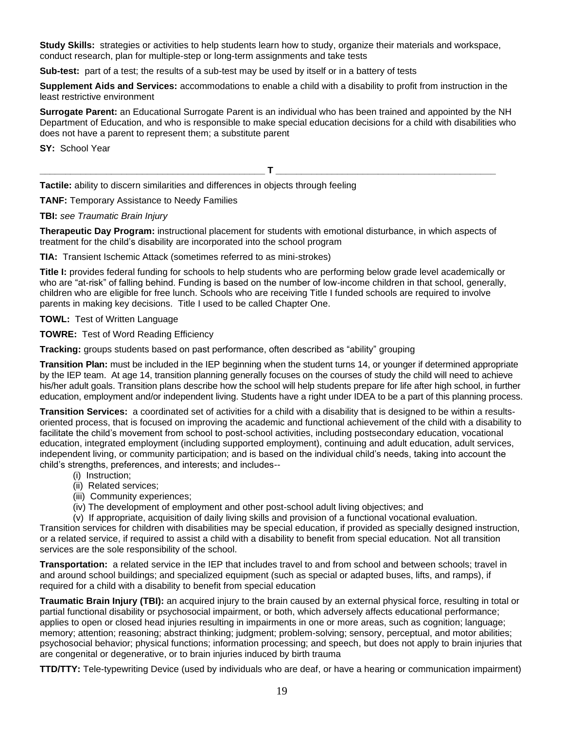**Study Skills:** strategies or activities to help students learn how to study, organize their materials and workspace, conduct research, plan for multiple-step or long-term assignments and take tests

**Sub-test:** part of a test; the results of a sub-test may be used by itself or in a battery of tests

**Supplement Aids and Services:** accommodations to enable a child with a disability to profit from instruction in the least restrictive environment

**Surrogate Parent:** an Educational Surrogate Parent is an individual who has been trained and appointed by the NH Department of Education, and who is responsible to make special education decisions for a child with disabilities who does not have a parent to represent them; a substitute parent

**SY:** School Year

## T

**Tactile:** ability to discern similarities and differences in objects through feeling

**TANF:** Temporary Assistance to Needy Families

**TBI:** *see Traumatic Brain Injury*

**Therapeutic Day Program:** instructional placement for students with emotional disturbance, in which aspects of treatment for the child's disability are incorporated into the school program

**TIA:** Transient Ischemic Attack (sometimes referred to as mini-strokes)

**Title I:** provides federal funding for schools to help students who are performing below grade level academically or who are "at-risk" of falling behind. Funding is based on the number of low-income children in that school, generally, children who are eligible for free lunch. Schools who are receiving Title I funded schools are required to involve parents in making key decisions. Title I used to be called Chapter One.

**TOWL:** Test of Written Language

**TOWRE:** Test of Word Reading Efficiency

**Tracking:** groups students based on past performance, often described as "ability" grouping

**Transition Plan:** must be included in the IEP beginning when the student turns 14, or younger if determined appropriate by the IEP team. At age 14, transition planning generally focuses on the courses of study the child will need to achieve his/her adult goals. Transition plans describe how the school will help students prepare for life after high school, in further education, employment and/or independent living. Students have a right under IDEA to be a part of this planning process.

**Transition Services:** a coordinated set of activities for a child with a disability that is designed to be within a results-oriented process, that is focused on improving the academic and functional achievement of the child with a disability to facilitate the child's movement from school to post-school activities, including postsecondary education, vocational education, integrated employment (including supported employment), continuing and adult education, adult services, independent living, or community participation; and is based on the individual child's needs, taking into account the child's strengths, preferences, and interests; and includes--

(i) Instruction;
(ii) Related services;
(iii) Community experiences;
(iv) The development of employment and other post-school adult living objectives; and
(v) If appropriate, acquisition of daily living skills and provision of a functional vocational evaluation.

Transition services for children with disabilities may be special education, if provided as specially designed instruction, or a related service, if required to assist a child with a disability to benefit from special education. Not all transition services are the sole responsibility of the school.

**Transportation:** a related service in the IEP that includes travel to and from school and between schools; travel in and around school buildings; and specialized equipment (such as special or adapted buses, lifts, and ramps), if required for a child with a disability to benefit from special education

**Traumatic Brain Injury (TBI):** an acquired injury to the brain caused by an external physical force, resulting in total or partial functional disability or psychosocial impairment, or both, which adversely affects educational performance; applies to open or closed head injuries resulting in impairments in one or more areas, such as cognition; language; memory; attention; reasoning; abstract thinking; judgment; problem-solving; sensory, perceptual, and motor abilities; psychosocial behavior; physical functions; information processing; and speech, but does not apply to brain injuries that are congenital or degenerative, or to brain injuries induced by birth trauma

**TTD/TTY:** Tele-typewriting Device (used by individuals who are deaf, or have a hearing or communication impairment)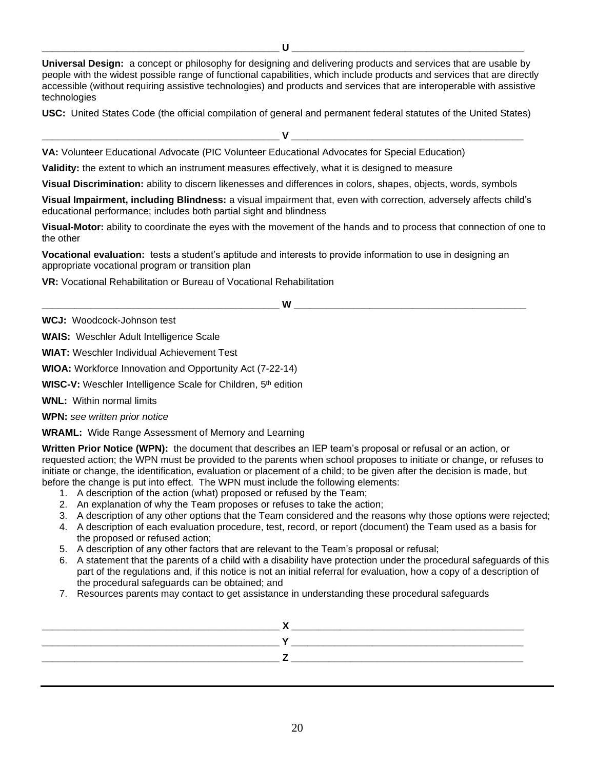## U

**Universal Design:** a concept or philosophy for designing and delivering products and services that are usable by people with the widest possible range of functional capabilities, which include products and services that are directly accessible (without requiring assistive technologies) and products and services that are interoperable with assistive technologies

**USC:** United States Code (the official compilation of general and permanent federal statutes of the United States)

## V

**VA:** Volunteer Educational Advocate (PIC Volunteer Educational Advocates for Special Education)

**Validity:** the extent to which an instrument measures effectively, what it is designed to measure

**Visual Discrimination:** ability to discern likenesses and differences in colors, shapes, objects, words, symbols

**Visual Impairment, including Blindness:** a visual impairment that, even with correction, adversely affects child's educational performance; includes both partial sight and blindness

**Visual-Motor:** ability to coordinate the eyes with the movement of the hands and to process that connection of one to the other

**Vocational evaluation:** tests a student's aptitude and interests to provide information to use in designing an appropriate vocational program or transition plan

**VR:** Vocational Rehabilitation or Bureau of Vocational Rehabilitation

## W

**WCJ:** Woodcock-Johnson test

**WAIS:** Weschler Adult Intelligence Scale

**WIAT:** Weschler Individual Achievement Test

**WIOA:** Workforce Innovation and Opportunity Act (7-22-14)

**WISC-V:** Weschler Intelligence Scale for Children, 5th edition

**WNL:** Within normal limits

**WPN:** *see written prior notice*

**WRAML:** Wide Range Assessment of Memory and Learning

**Written Prior Notice (WPN):** the document that describes an IEP team's proposal or refusal or an action, or requested action; the WPN must be provided to the parents when school proposes to initiate or change, or refuses to initiate or change, the identification, evaluation or placement of a child; to be given after the decision is made, but before the change is put into effect. The WPN must include the following elements:

1. A description of the action (what) proposed or refused by the Team;
2. An explanation of why the Team proposes or refuses to take the action;
3. A description of any other options that the Team considered and the reasons why those options were rejected;
4. A description of each evaluation procedure, test, record, or report (document) the Team used as a basis for the proposed or refused action;
5. A description of any other factors that are relevant to the Team's proposal or refusal;
6. A statement that the parents of a child with a disability have protection under the procedural safeguards of this part of the regulations and, if this notice is not an initial referral for evaluation, how a copy of a description of the procedural safeguards can be obtained; and
7. Resources parents may contact to get assistance in understanding these procedural safeguards

## X

## Y

## Z